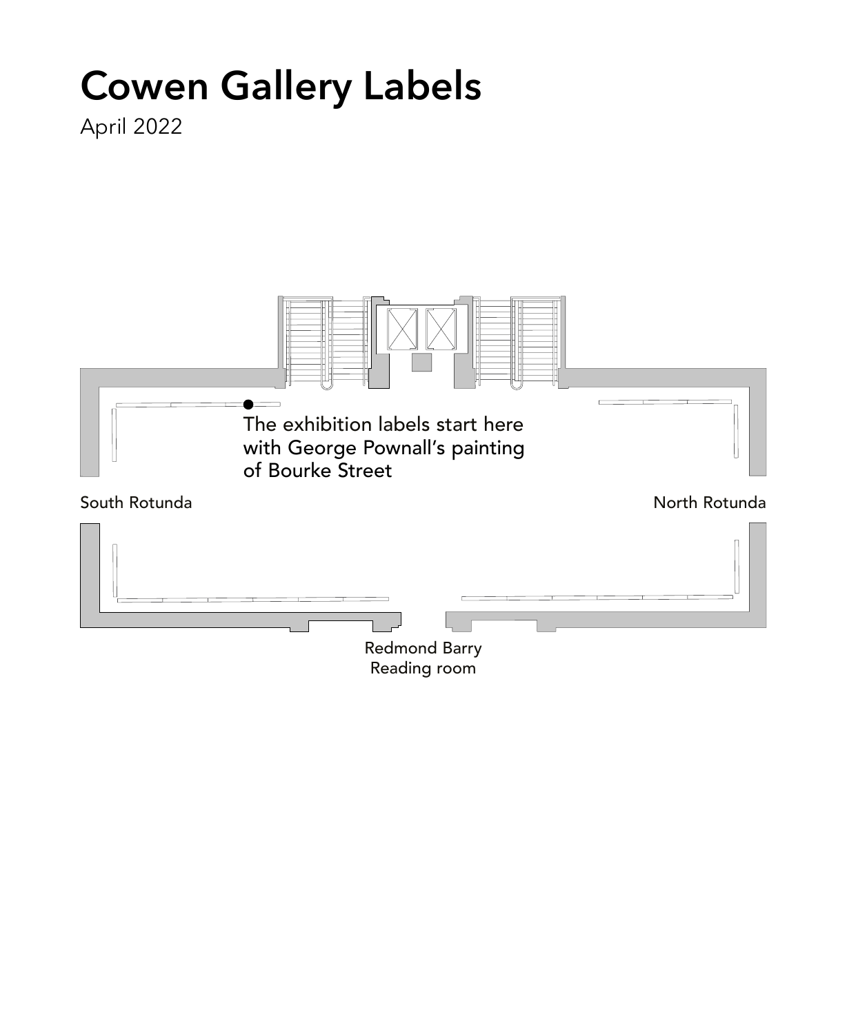# Cowen Gallery Labels

April 2022

The exhibition labels start here with George Pownall's painting of Bourke Street

South Rotunda

North Rotunda

Redmond Barry Reading room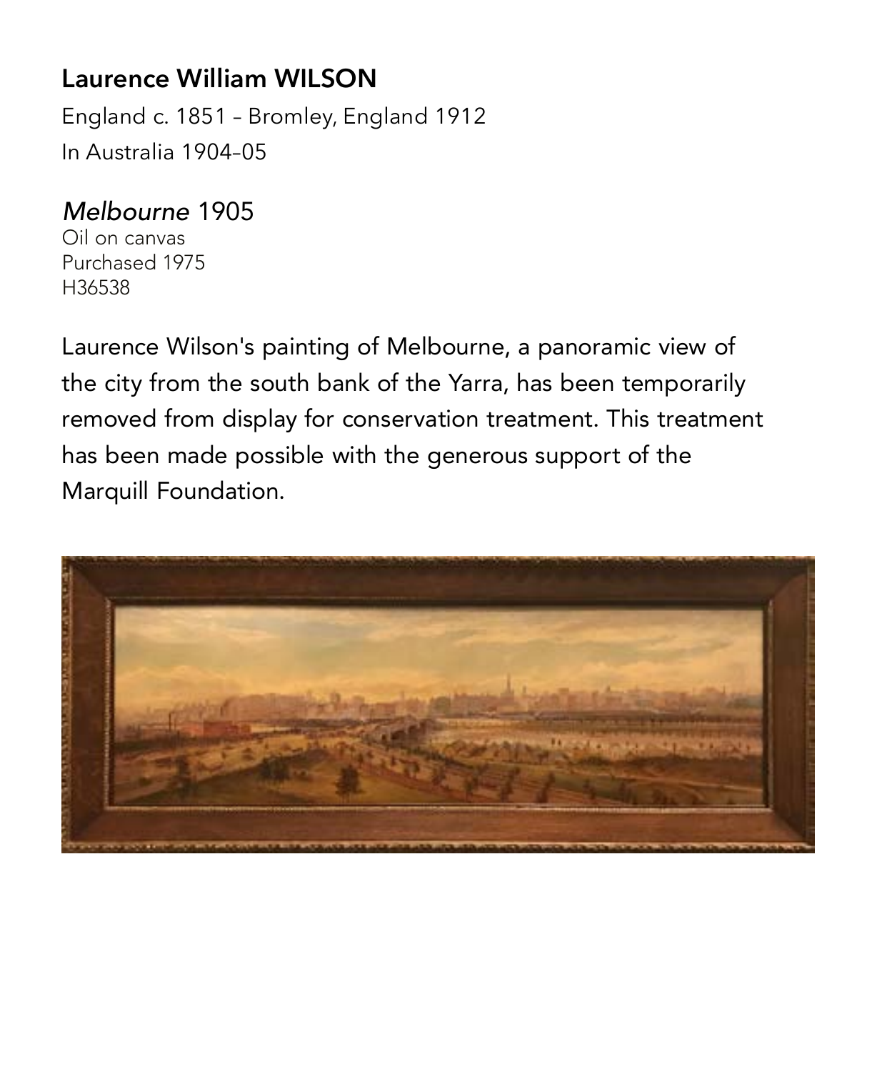## Laurence William WILSON

England c. 1851 – Bromley, England 1912
In Australia 1904–05

*Melbourne* 1905
Oil on canvas
Purchased 1975
H36538

Laurence Wilson's painting of Melbourne, a panoramic view of the city from the south bank of the Yarra, has been temporarily removed from display for conservation treatment. This treatment has been made possible with the generous support of the Marquill Foundation.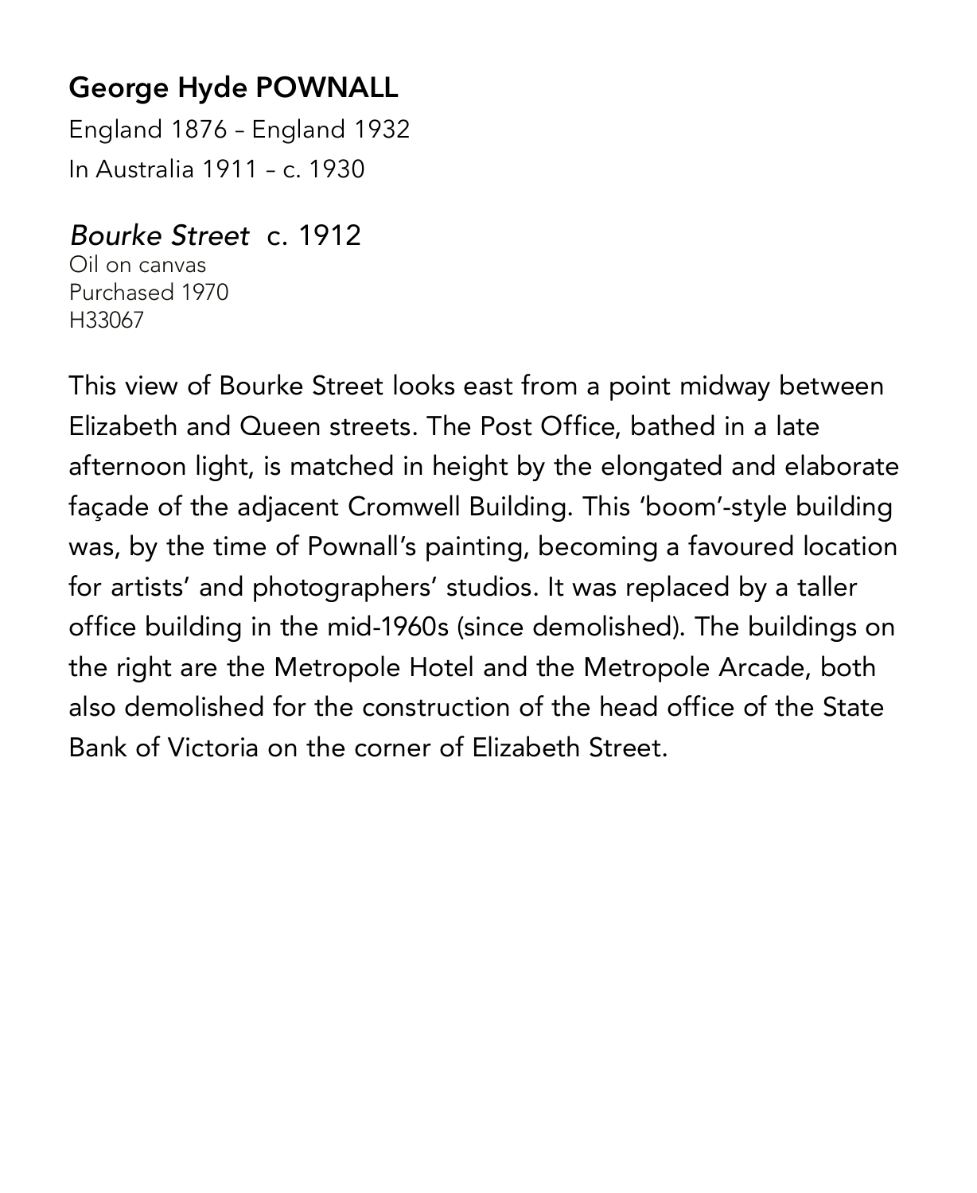## George Hyde POWNALL

England 1876 – England 1932
In Australia 1911 – c. 1930

*Bourke Street* c. 1912
Oil on canvas
Purchased 1970
H33067

This view of Bourke Street looks east from a point midway between Elizabeth and Queen streets. The Post Office, bathed in a late afternoon light, is matched in height by the elongated and elaborate façade of the adjacent Cromwell Building. This 'boom'-style building was, by the time of Pownall's painting, becoming a favoured location for artists' and photographers' studios. It was replaced by a taller office building in the mid-1960s (since demolished). The buildings on the right are the Metropole Hotel and the Metropole Arcade, both also demolished for the construction of the head office of the State Bank of Victoria on the corner of Elizabeth Street.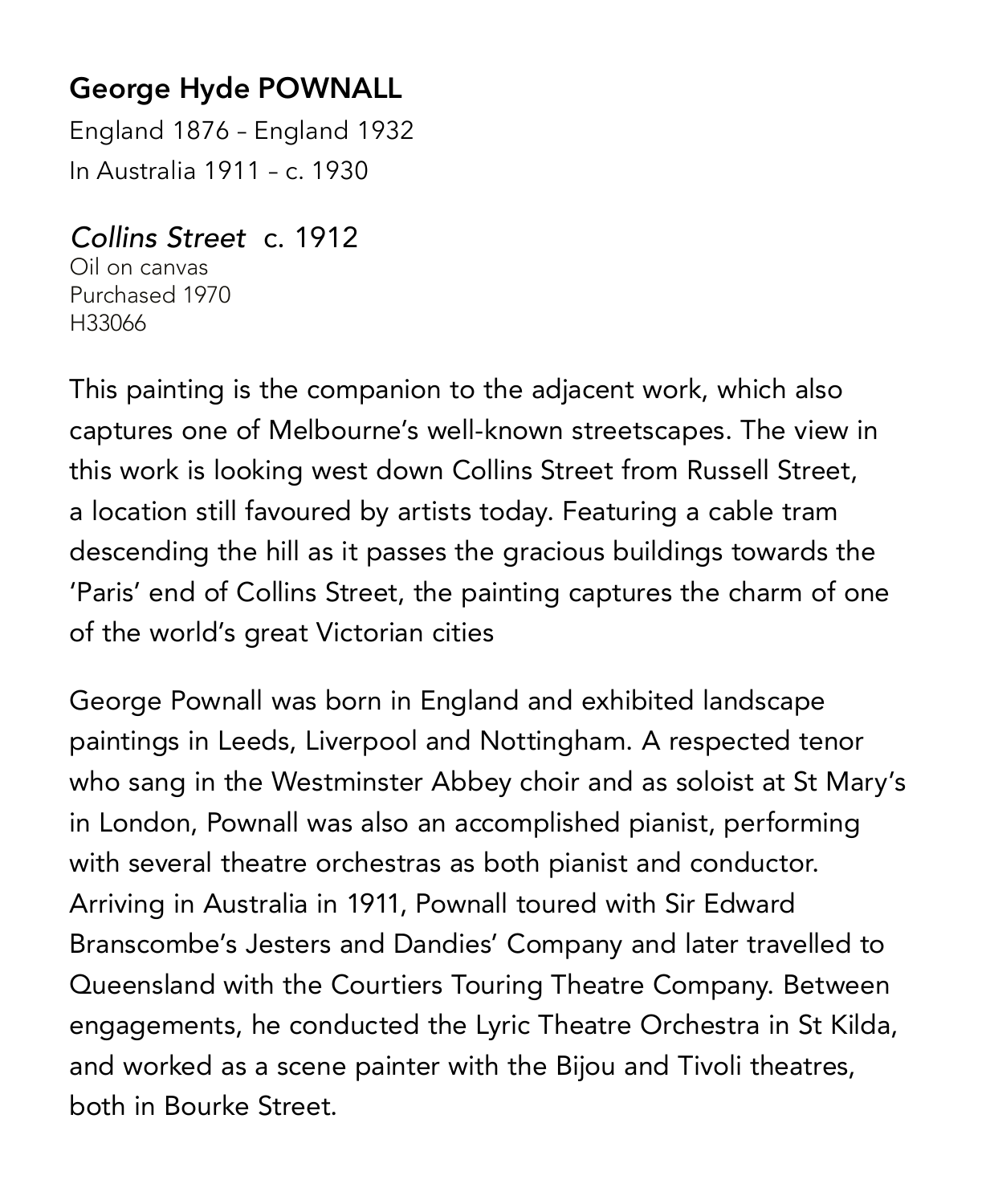**George Hyde POWNALL**

England 1876 – England 1932
In Australia 1911 – c. 1930

*Collins Street* c. 1912
Oil on canvas
Purchased 1970
H33066

This painting is the companion to the adjacent work, which also captures one of Melbourne's well-known streetscapes. The view in this work is looking west down Collins Street from Russell Street, a location still favoured by artists today. Featuring a cable tram descending the hill as it passes the gracious buildings towards the 'Paris' end of Collins Street, the painting captures the charm of one of the world's great Victorian cities

George Pownall was born in England and exhibited landscape paintings in Leeds, Liverpool and Nottingham. A respected tenor who sang in the Westminster Abbey choir and as soloist at St Mary's in London, Pownall was also an accomplished pianist, performing with several theatre orchestras as both pianist and conductor. Arriving in Australia in 1911, Pownall toured with Sir Edward Branscombe's Jesters and Dandies' Company and later travelled to Queensland with the Courtiers Touring Theatre Company. Between engagements, he conducted the Lyric Theatre Orchestra in St Kilda, and worked as a scene painter with the Bijou and Tivoli theatres, both in Bourke Street.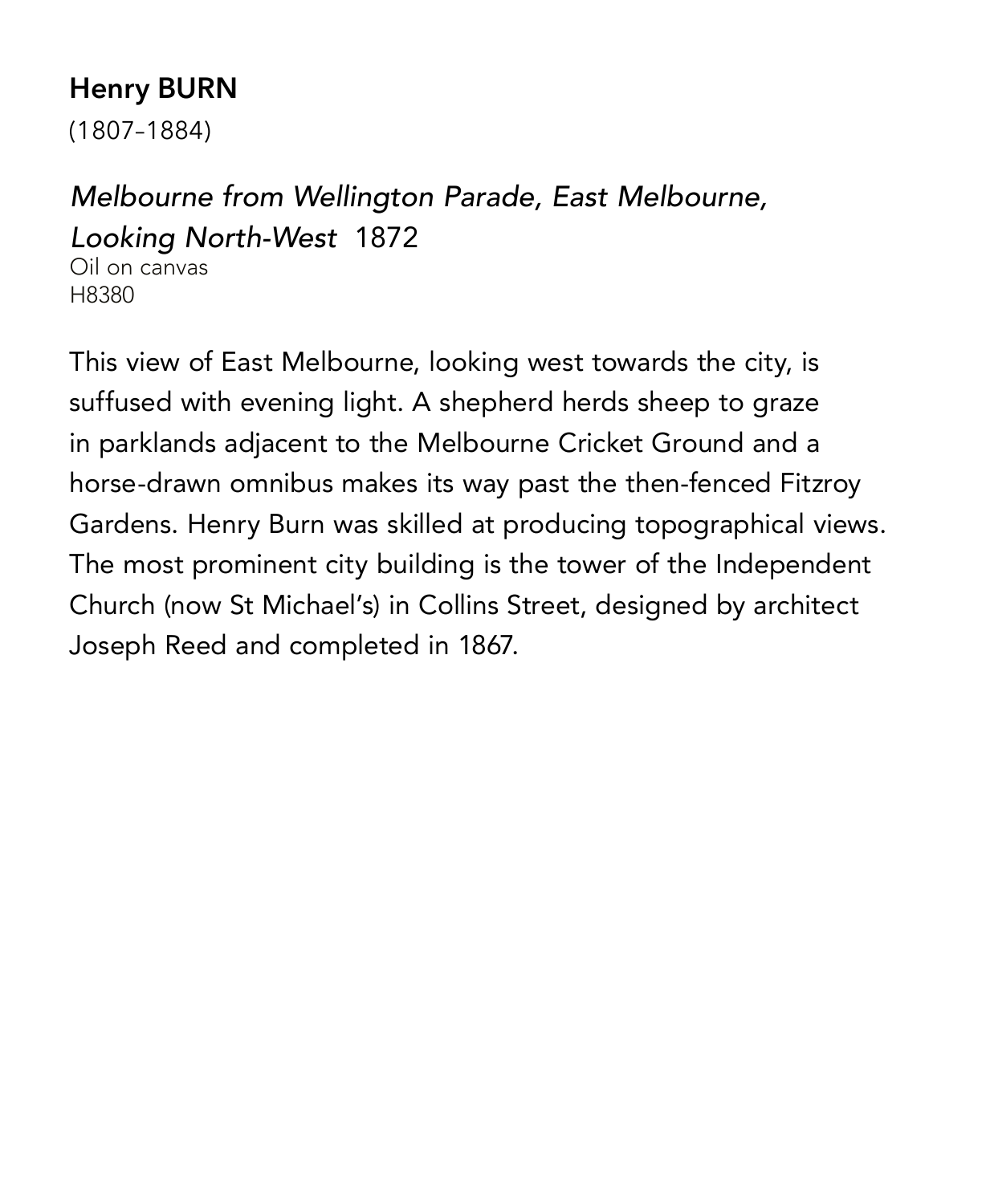**Henry BURN**
(1807–1884)

*Melbourne from Wellington Parade, East Melbourne, Looking North-West* 1872
Oil on canvas
H8380

This view of East Melbourne, looking west towards the city, is suffused with evening light. A shepherd herds sheep to graze in parklands adjacent to the Melbourne Cricket Ground and a horse-drawn omnibus makes its way past the then-fenced Fitzroy Gardens. Henry Burn was skilled at producing topographical views. The most prominent city building is the tower of the Independent Church (now St Michael's) in Collins Street, designed by architect Joseph Reed and completed in 1867.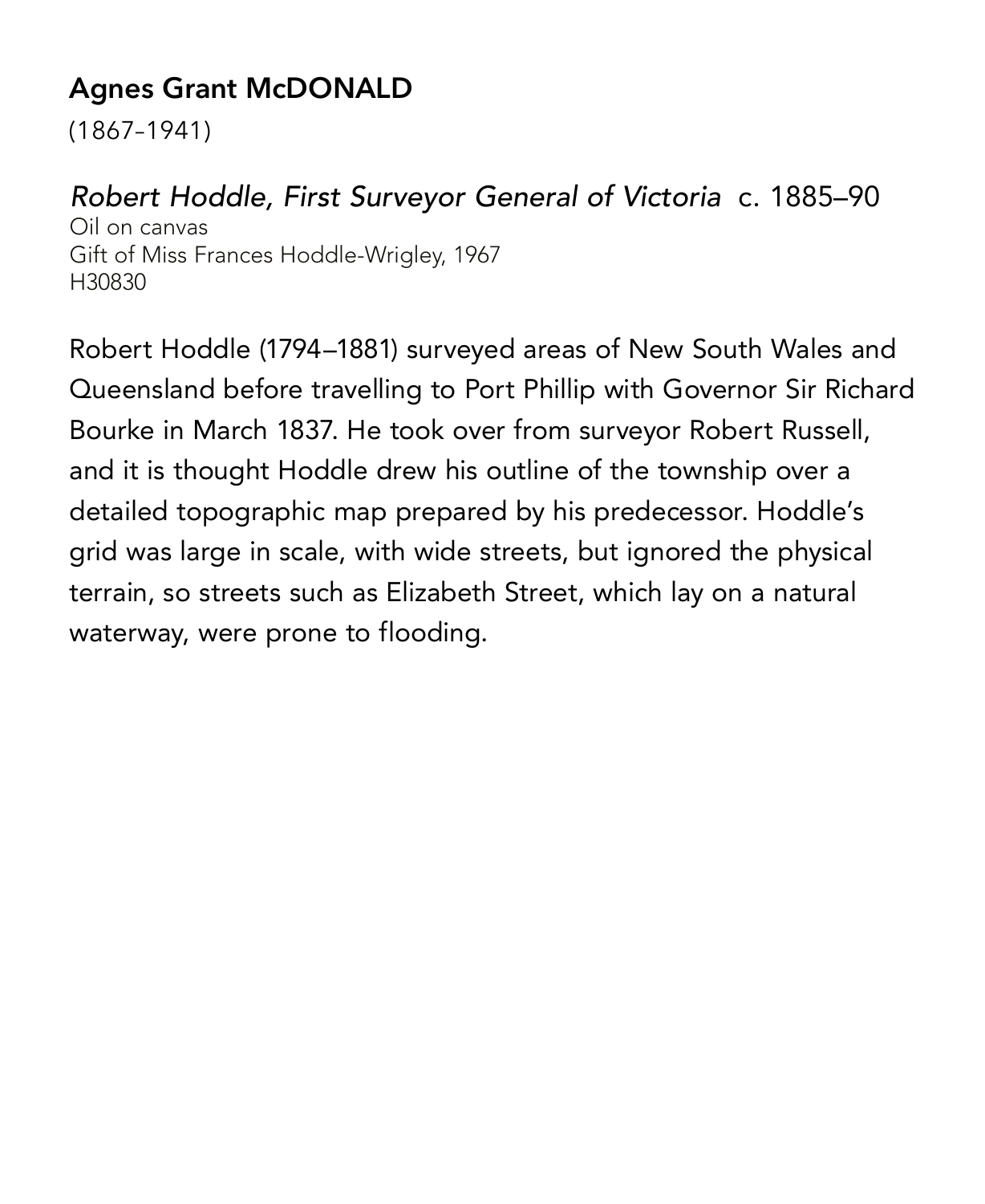## Agnes Grant McDONALD

(1867–1941)

*Robert Hoddle, First Surveyor General of Victoria* c. 1885–90
Oil on canvas
Gift of Miss Frances Hoddle-Wrigley, 1967
H30830

Robert Hoddle (1794–1881) surveyed areas of New South Wales and Queensland before travelling to Port Phillip with Governor Sir Richard Bourke in March 1837. He took over from surveyor Robert Russell, and it is thought Hoddle drew his outline of the township over a detailed topographic map prepared by his predecessor. Hoddle's grid was large in scale, with wide streets, but ignored the physical terrain, so streets such as Elizabeth Street, which lay on a natural waterway, were prone to flooding.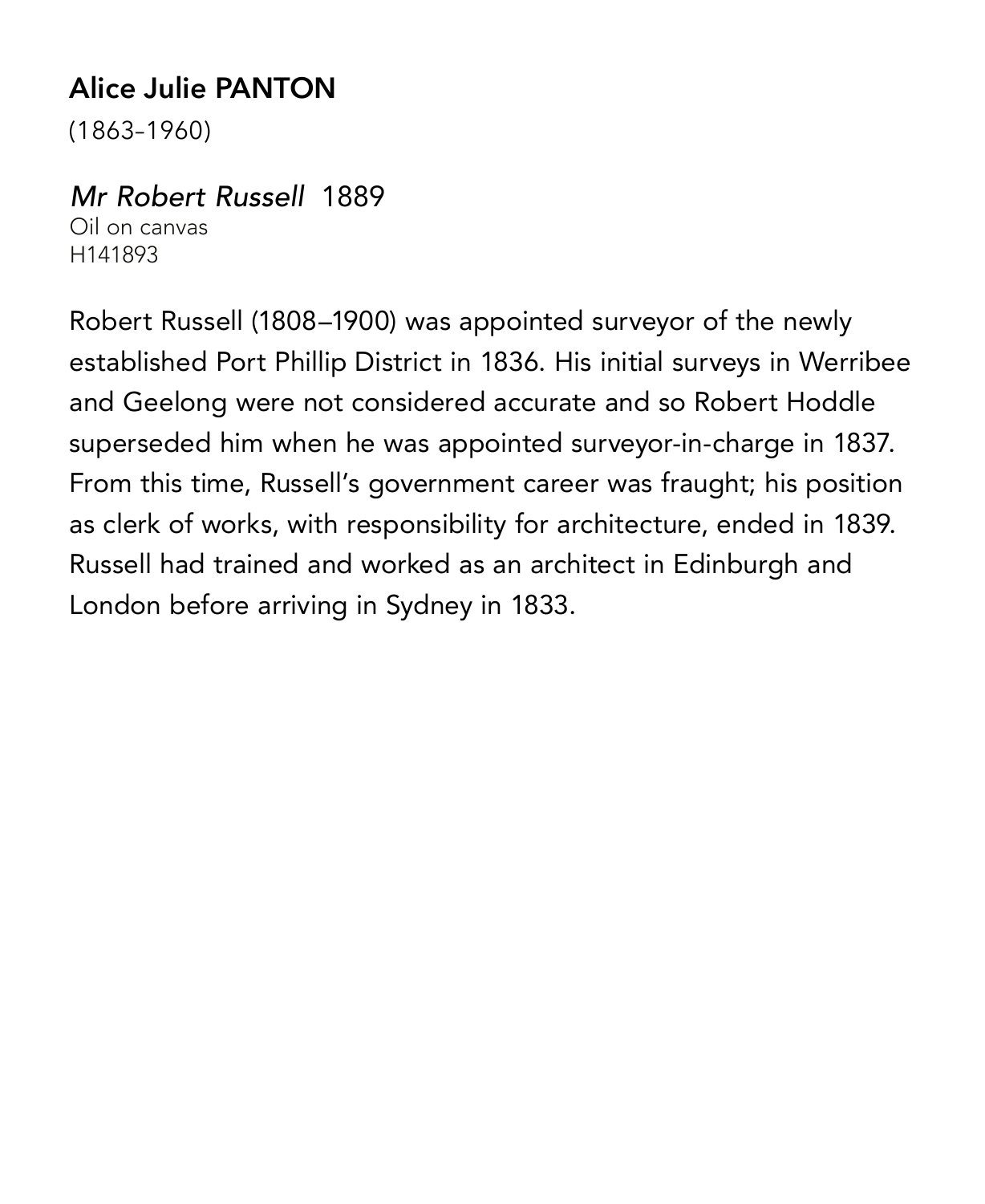## Alice Julie PANTON

(1863–1960)

*Mr Robert Russell* 1889
Oil on canvas
H141893

Robert Russell (1808–1900) was appointed surveyor of the newly established Port Phillip District in 1836. His initial surveys in Werribee and Geelong were not considered accurate and so Robert Hoddle superseded him when he was appointed surveyor-in-charge in 1837. From this time, Russell's government career was fraught; his position as clerk of works, with responsibility for architecture, ended in 1839. Russell had trained and worked as an architect in Edinburgh and London before arriving in Sydney in 1833.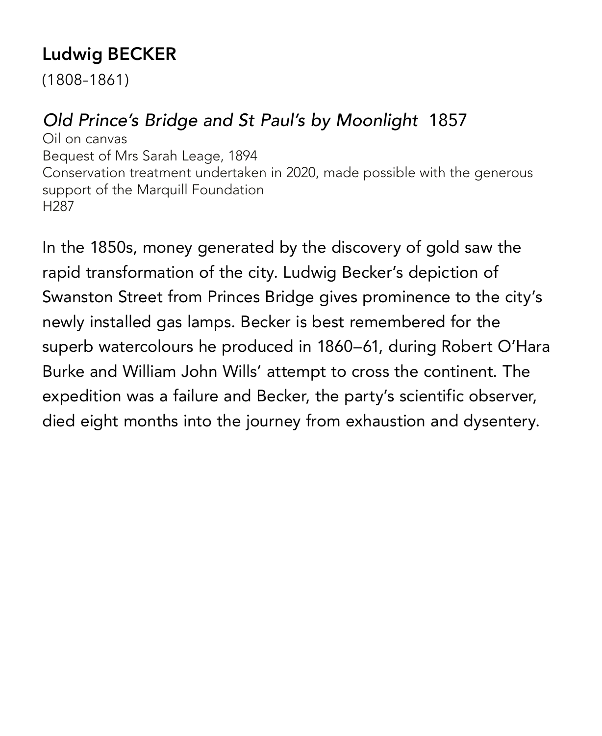## Ludwig BECKER

(1808–1861)

*Old Prince's Bridge and St Paul's by Moonlight* 1857

Oil on canvas
Bequest of Mrs Sarah Leage, 1894
Conservation treatment undertaken in 2020, made possible with the generous support of the Marquill Foundation
H287

In the 1850s, money generated by the discovery of gold saw the rapid transformation of the city. Ludwig Becker's depiction of Swanston Street from Princes Bridge gives prominence to the city's newly installed gas lamps. Becker is best remembered for the superb watercolours he produced in 1860–61, during Robert O'Hara Burke and William John Wills' attempt to cross the continent. The expedition was a failure and Becker, the party's scientific observer, died eight months into the journey from exhaustion and dysentery.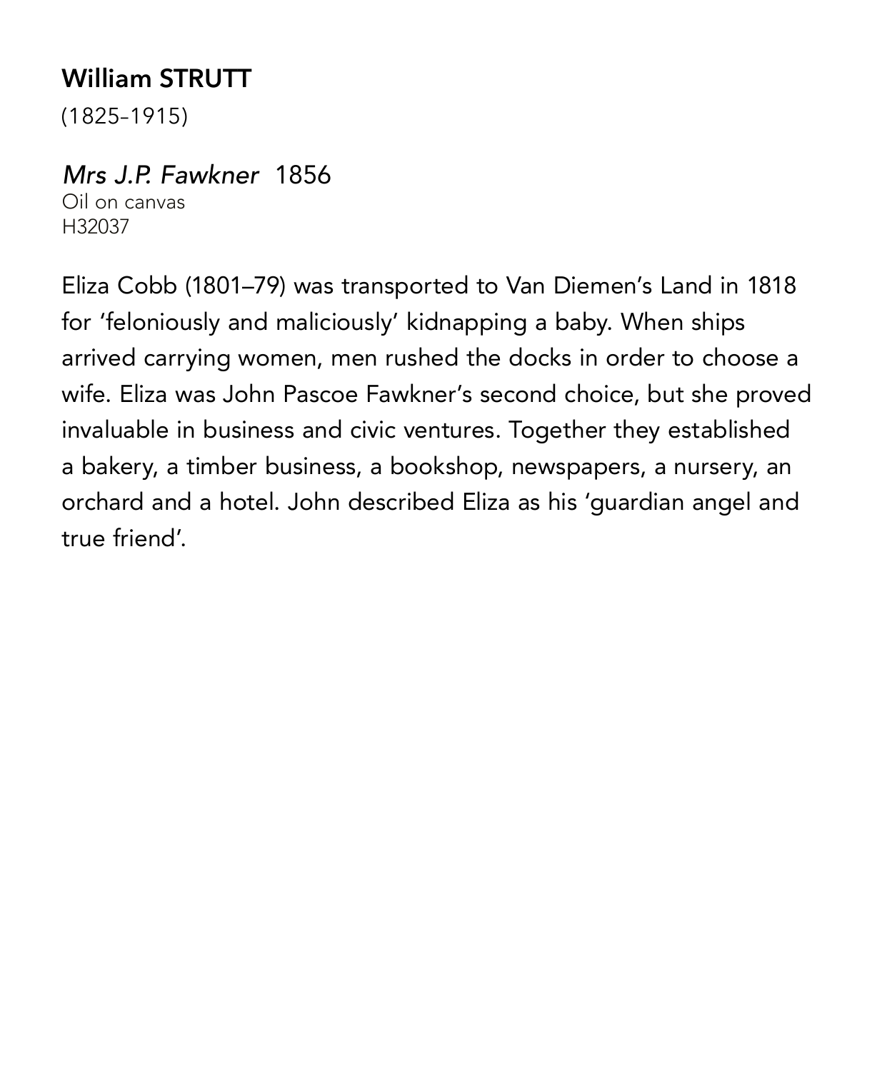**William STRUTT**

(1825–1915)

*Mrs J.P. Fawkner* 1856

Oil on canvas

H32037

Eliza Cobb (1801–79) was transported to Van Diemen's Land in 1818 for 'feloniously and maliciously' kidnapping a baby. When ships arrived carrying women, men rushed the docks in order to choose a wife. Eliza was John Pascoe Fawkner's second choice, but she proved invaluable in business and civic ventures. Together they established a bakery, a timber business, a bookshop, newspapers, a nursery, an orchard and a hotel. John described Eliza as his 'guardian angel and true friend'.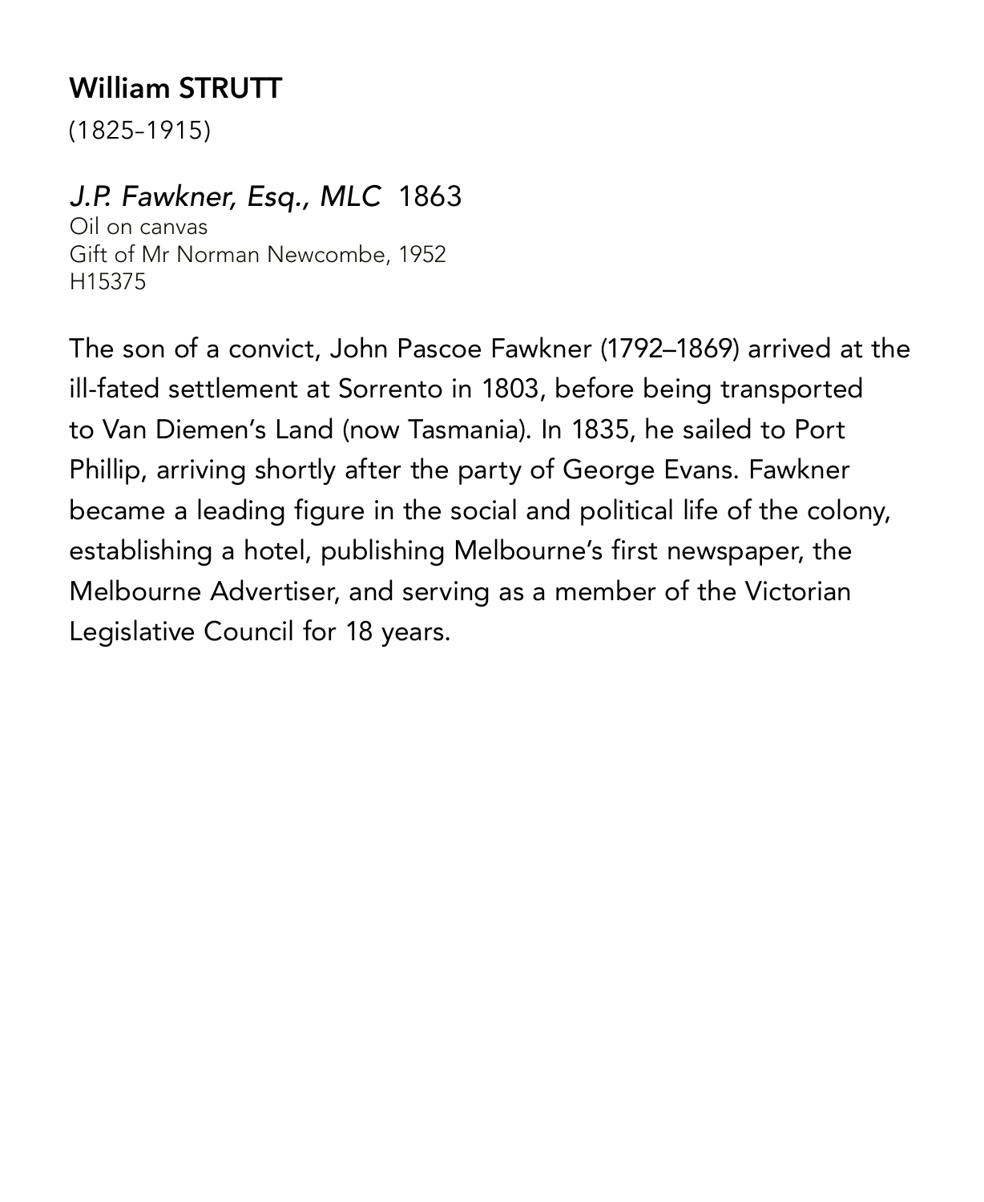**William STRUTT**

(1825–1915)

*J.P. Fawkner, Esq., MLC* 1863

Oil on canvas
Gift of Mr Norman Newcombe, 1952
H15375

The son of a convict, John Pascoe Fawkner (1792–1869) arrived at the ill-fated settlement at Sorrento in 1803, before being transported to Van Diemen's Land (now Tasmania). In 1835, he sailed to Port Phillip, arriving shortly after the party of George Evans. Fawkner became a leading figure in the social and political life of the colony, establishing a hotel, publishing Melbourne's first newspaper, the Melbourne Advertiser, and serving as a member of the Victorian Legislative Council for 18 years.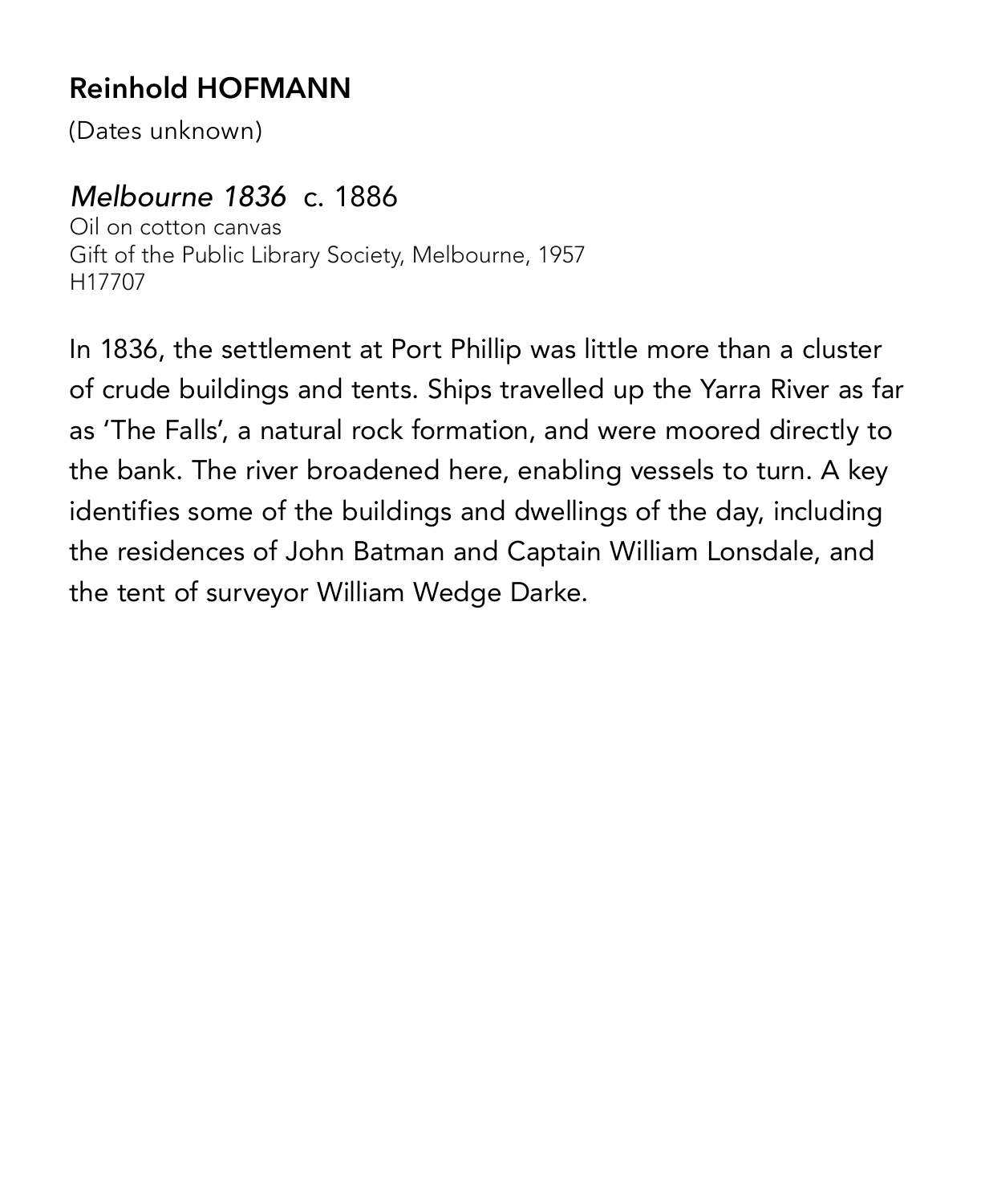## Reinhold HOFMANN

(Dates unknown)

*Melbourne 1836* c. 1886
Oil on cotton canvas
Gift of the Public Library Society, Melbourne, 1957
H17707

In 1836, the settlement at Port Phillip was little more than a cluster of crude buildings and tents. Ships travelled up the Yarra River as far as 'The Falls', a natural rock formation, and were moored directly to the bank. The river broadened here, enabling vessels to turn. A key identifies some of the buildings and dwellings of the day, including the residences of John Batman and Captain William Lonsdale, and the tent of surveyor William Wedge Darke.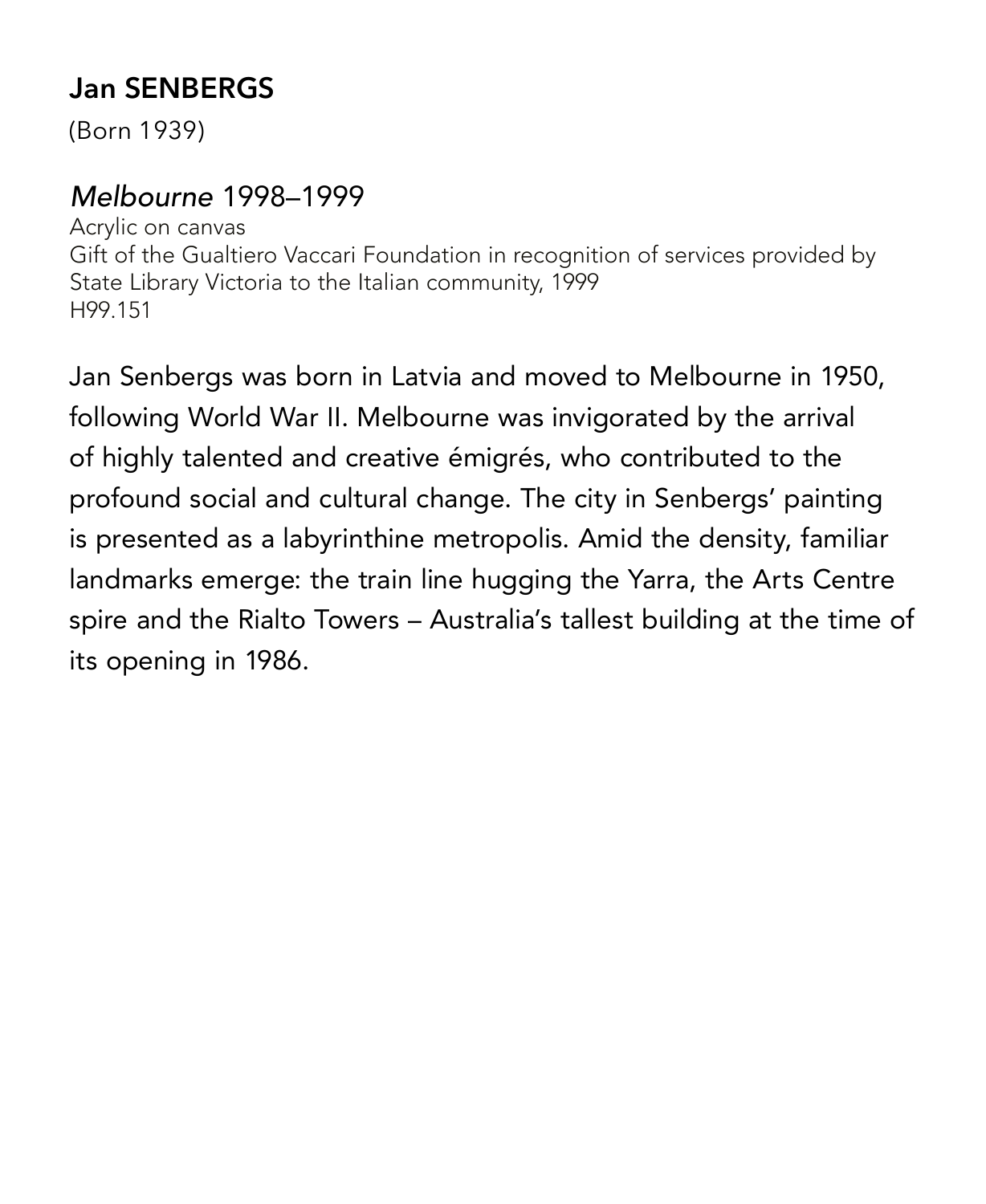## Jan SENBERGS

(Born 1939)

### *Melbourne* 1998–1999

Acrylic on canvas
Gift of the Gualtiero Vaccari Foundation in recognition of services provided by State Library Victoria to the Italian community, 1999
H99.151

Jan Senbergs was born in Latvia and moved to Melbourne in 1950, following World War II. Melbourne was invigorated by the arrival of highly talented and creative émigrés, who contributed to the profound social and cultural change. The city in Senbergs' painting is presented as a labyrinthine metropolis. Amid the density, familiar landmarks emerge: the train line hugging the Yarra, the Arts Centre spire and the Rialto Towers – Australia's tallest building at the time of its opening in 1986.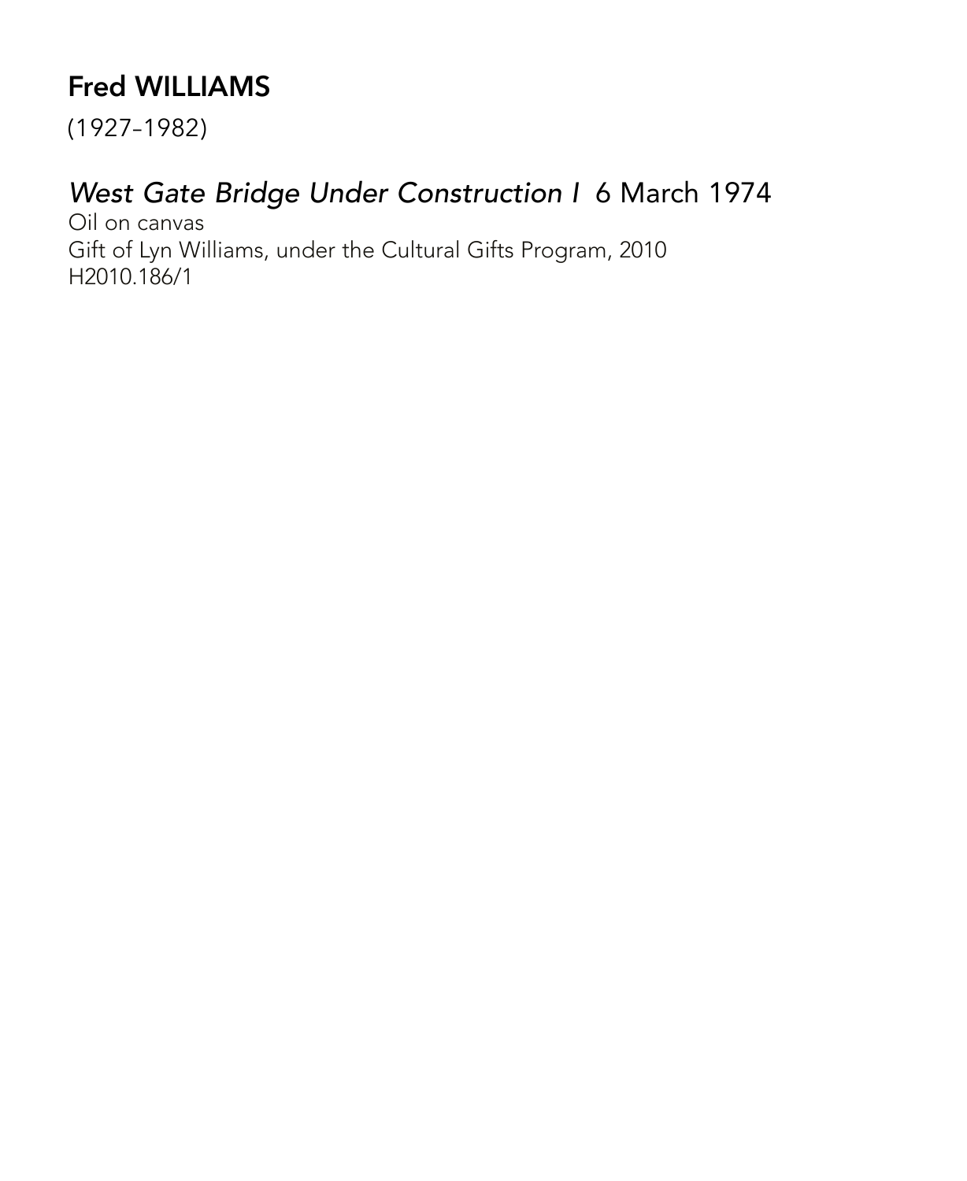## Fred WILLIAMS

(1927–1982)

### *West Gate Bridge Under Construction I* 6 March 1974

Oil on canvas
Gift of Lyn Williams, under the Cultural Gifts Program, 2010
H2010.186/1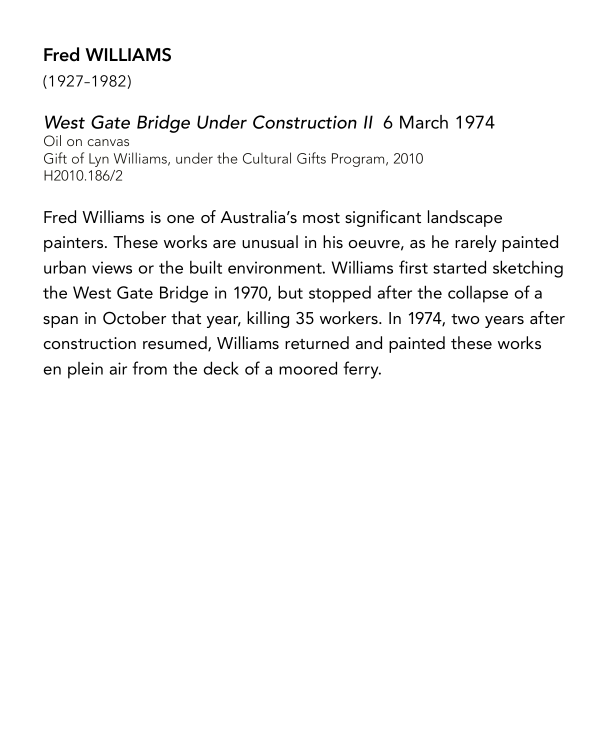## Fred WILLIAMS

(1927–1982)

*West Gate Bridge Under Construction II* 6 March 1974

Oil on canvas
Gift of Lyn Williams, under the Cultural Gifts Program, 2010
H2010.186/2

Fred Williams is one of Australia's most significant landscape painters. These works are unusual in his oeuvre, as he rarely painted urban views or the built environment. Williams first started sketching the West Gate Bridge in 1970, but stopped after the collapse of a span in October that year, killing 35 workers. In 1974, two years after construction resumed, Williams returned and painted these works en plein air from the deck of a moored ferry.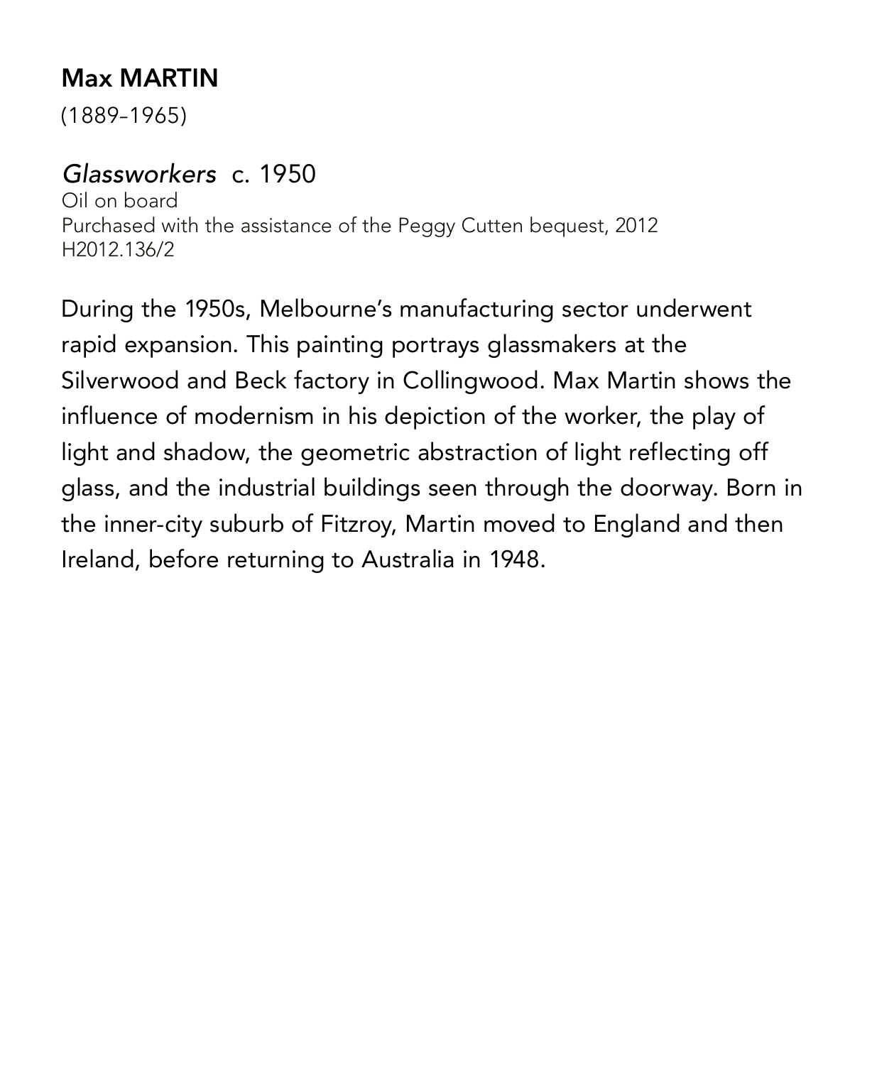## Max MARTIN

(1889–1965)

### *Glassworkers* c. 1950

Oil on board
Purchased with the assistance of the Peggy Cutten bequest, 2012
H2012.136/2

During the 1950s, Melbourne's manufacturing sector underwent rapid expansion. This painting portrays glassmakers at the Silverwood and Beck factory in Collingwood. Max Martin shows the influence of modernism in his depiction of the worker, the play of light and shadow, the geometric abstraction of light reflecting off glass, and the industrial buildings seen through the doorway. Born in the inner-city suburb of Fitzroy, Martin moved to England and then Ireland, before returning to Australia in 1948.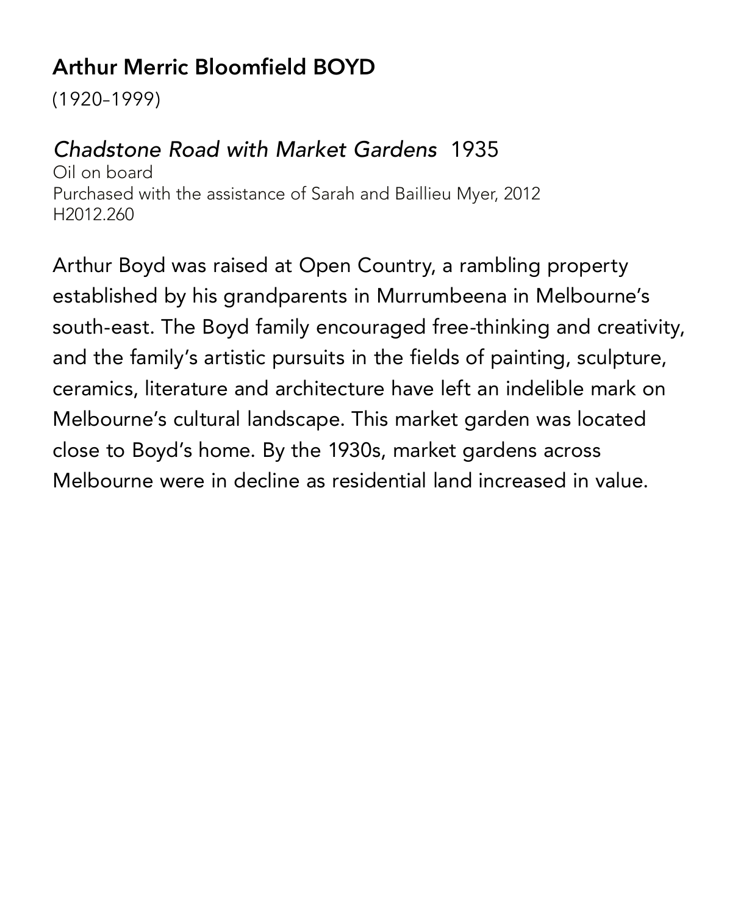## Arthur Merric Bloomfield BOYD

(1920–1999)

*Chadstone Road with Market Gardens* 1935
Oil on board
Purchased with the assistance of Sarah and Baillieu Myer, 2012
H2012.260

Arthur Boyd was raised at Open Country, a rambling property established by his grandparents in Murrumbeena in Melbourne's south-east. The Boyd family encouraged free-thinking and creativity, and the family's artistic pursuits in the fields of painting, sculpture, ceramics, literature and architecture have left an indelible mark on Melbourne's cultural landscape. This market garden was located close to Boyd's home. By the 1930s, market gardens across Melbourne were in decline as residential land increased in value.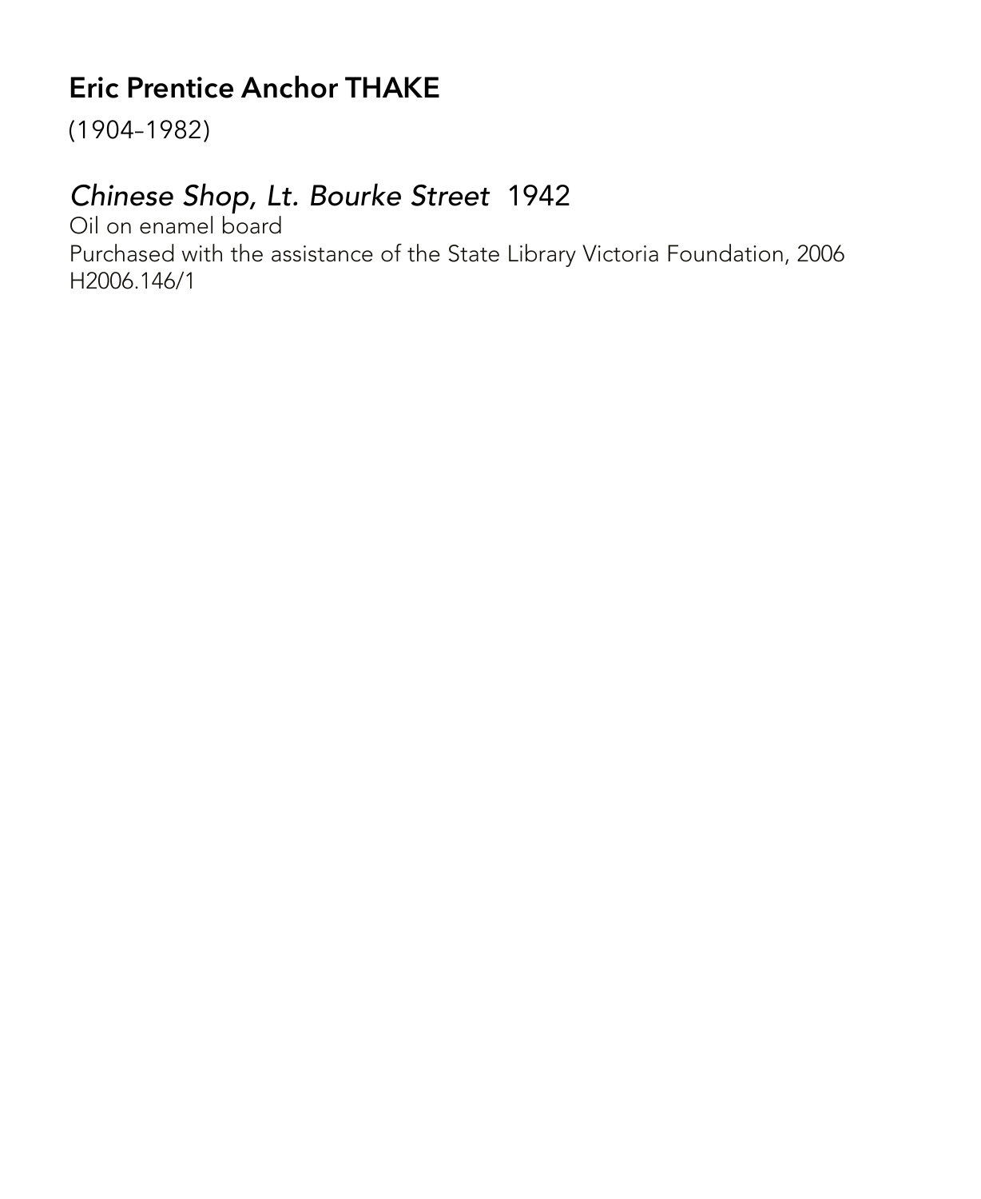## Eric Prentice Anchor THAKE

(1904–1982)

### *Chinese Shop, Lt. Bourke Street* 1942

Oil on enamel board
Purchased with the assistance of the State Library Victoria Foundation, 2006
H2006.146/1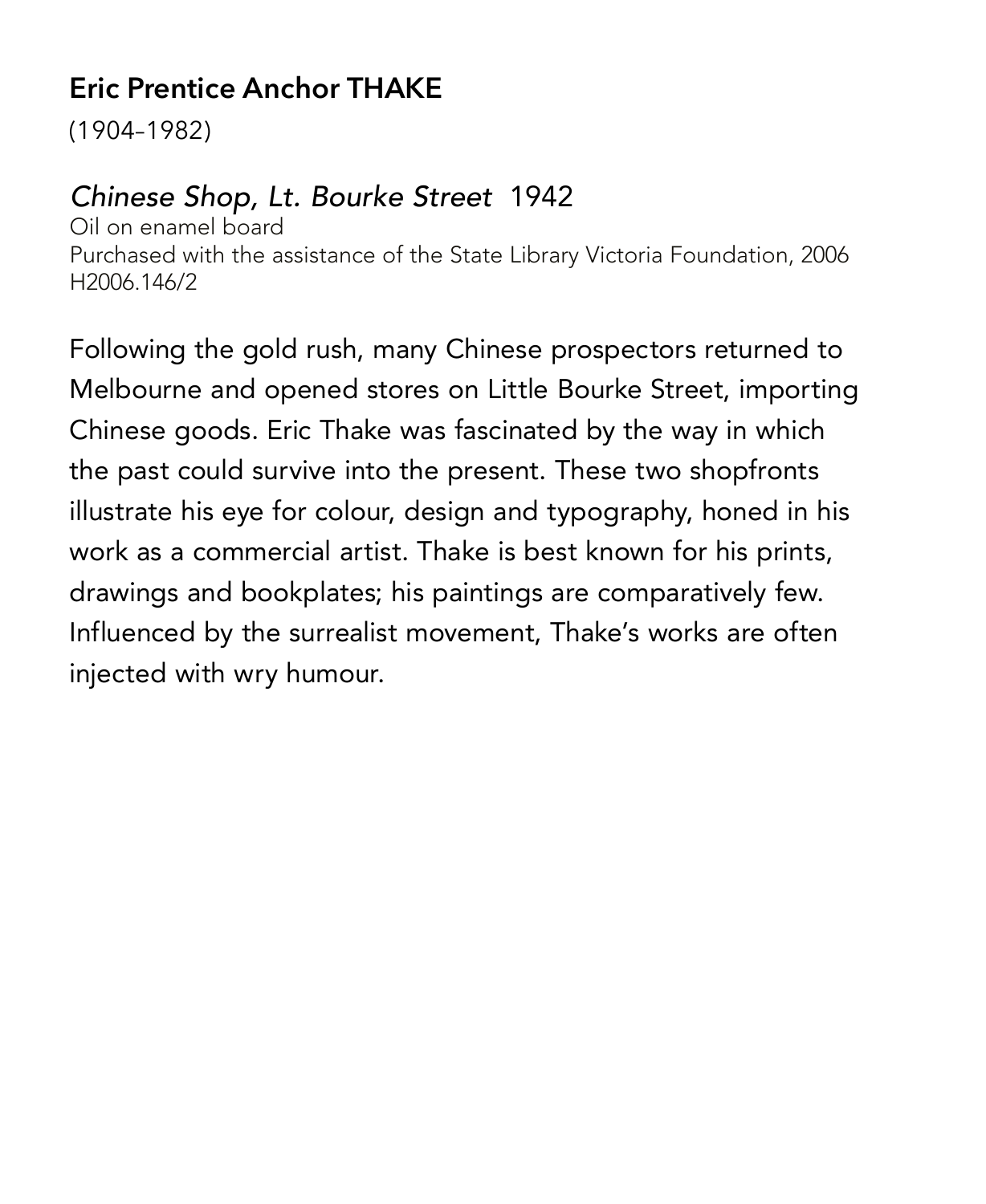## Eric Prentice Anchor THAKE

(1904–1982)

### *Chinese Shop, Lt. Bourke Street* 1942

Oil on enamel board
Purchased with the assistance of the State Library Victoria Foundation, 2006
H2006.146/2

Following the gold rush, many Chinese prospectors returned to Melbourne and opened stores on Little Bourke Street, importing Chinese goods. Eric Thake was fascinated by the way in which the past could survive into the present. These two shopfronts illustrate his eye for colour, design and typography, honed in his work as a commercial artist. Thake is best known for his prints, drawings and bookplates; his paintings are comparatively few. Influenced by the surrealist movement, Thake's works are often injected with wry humour.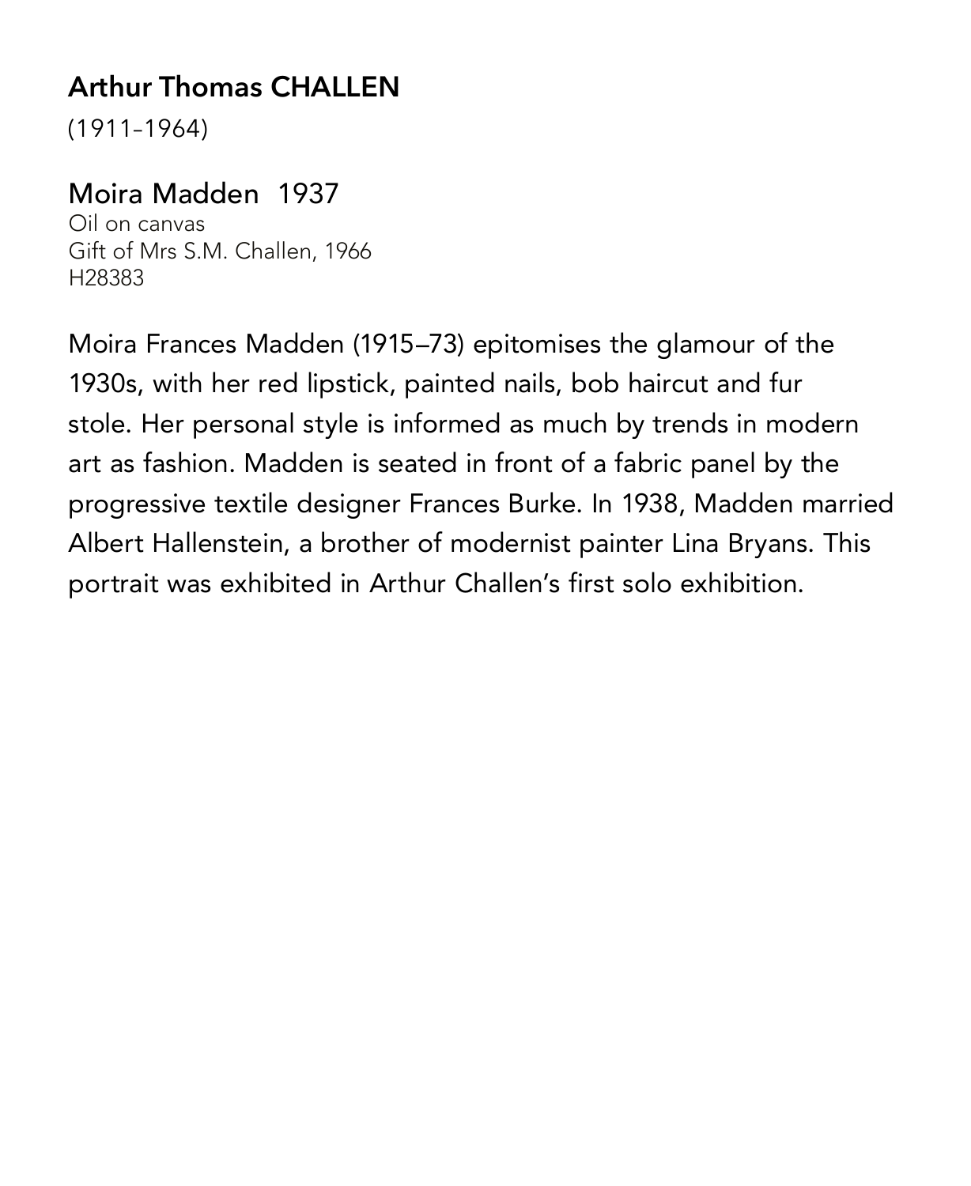## Arthur Thomas CHALLEN

(1911–1964)

### Moira Madden 1937

Oil on canvas
Gift of Mrs S.M. Challen, 1966
H28383

Moira Frances Madden (1915–73) epitomises the glamour of the 1930s, with her red lipstick, painted nails, bob haircut and fur stole. Her personal style is informed as much by trends in modern art as fashion. Madden is seated in front of a fabric panel by the progressive textile designer Frances Burke. In 1938, Madden married Albert Hallenstein, a brother of modernist painter Lina Bryans. This portrait was exhibited in Arthur Challen's first solo exhibition.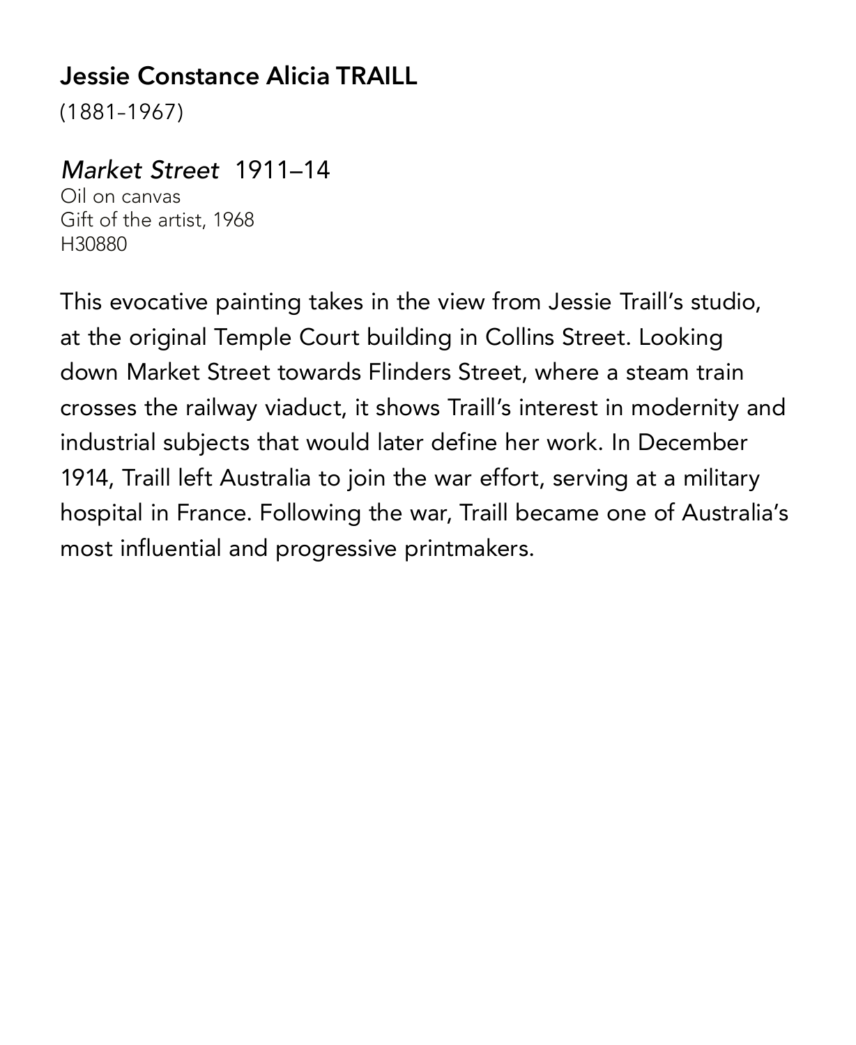## Jessie Constance Alicia TRAILL

(1881–1967)

*Market Street* 1911–14

Oil on canvas
Gift of the artist, 1968
H30880

This evocative painting takes in the view from Jessie Traill's studio, at the original Temple Court building in Collins Street. Looking down Market Street towards Flinders Street, where a steam train crosses the railway viaduct, it shows Traill's interest in modernity and industrial subjects that would later define her work. In December 1914, Traill left Australia to join the war effort, serving at a military hospital in France. Following the war, Traill became one of Australia's most influential and progressive printmakers.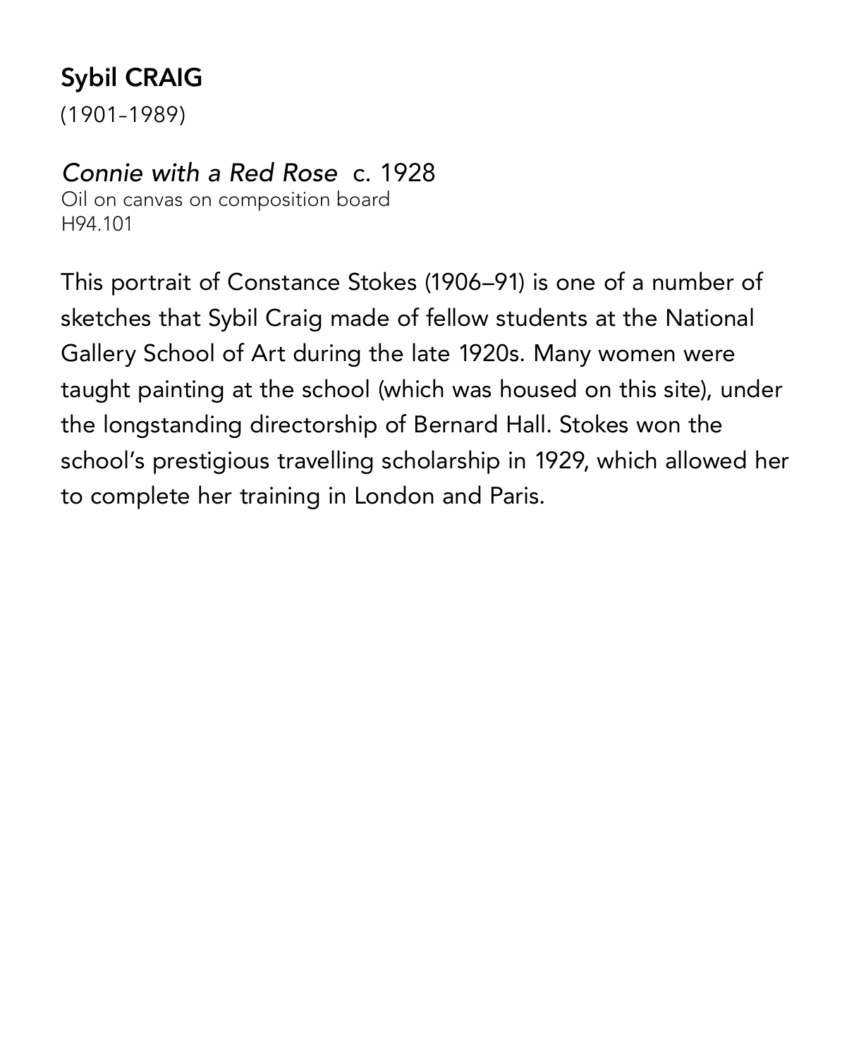## Sybil CRAIG

(1901–1989)

*Connie with a Red Rose* c. 1928
Oil on canvas on composition board
H94.101

This portrait of Constance Stokes (1906–91) is one of a number of sketches that Sybil Craig made of fellow students at the National Gallery School of Art during the late 1920s. Many women were taught painting at the school (which was housed on this site), under the longstanding directorship of Bernard Hall. Stokes won the school's prestigious travelling scholarship in 1929, which allowed her to complete her training in London and Paris.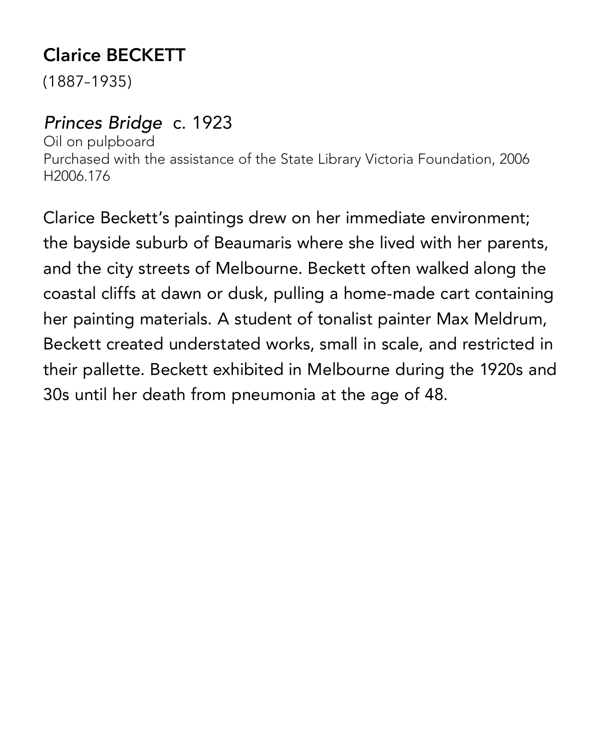## Clarice BECKETT

(1887–1935)

### *Princes Bridge* c. 1923

Oil on pulpboard
Purchased with the assistance of the State Library Victoria Foundation, 2006
H2006.176

Clarice Beckett's paintings drew on her immediate environment; the bayside suburb of Beaumaris where she lived with her parents, and the city streets of Melbourne. Beckett often walked along the coastal cliffs at dawn or dusk, pulling a home-made cart containing her painting materials. A student of tonalist painter Max Meldrum, Beckett created understated works, small in scale, and restricted in their pallette. Beckett exhibited in Melbourne during the 1920s and 30s until her death from pneumonia at the age of 48.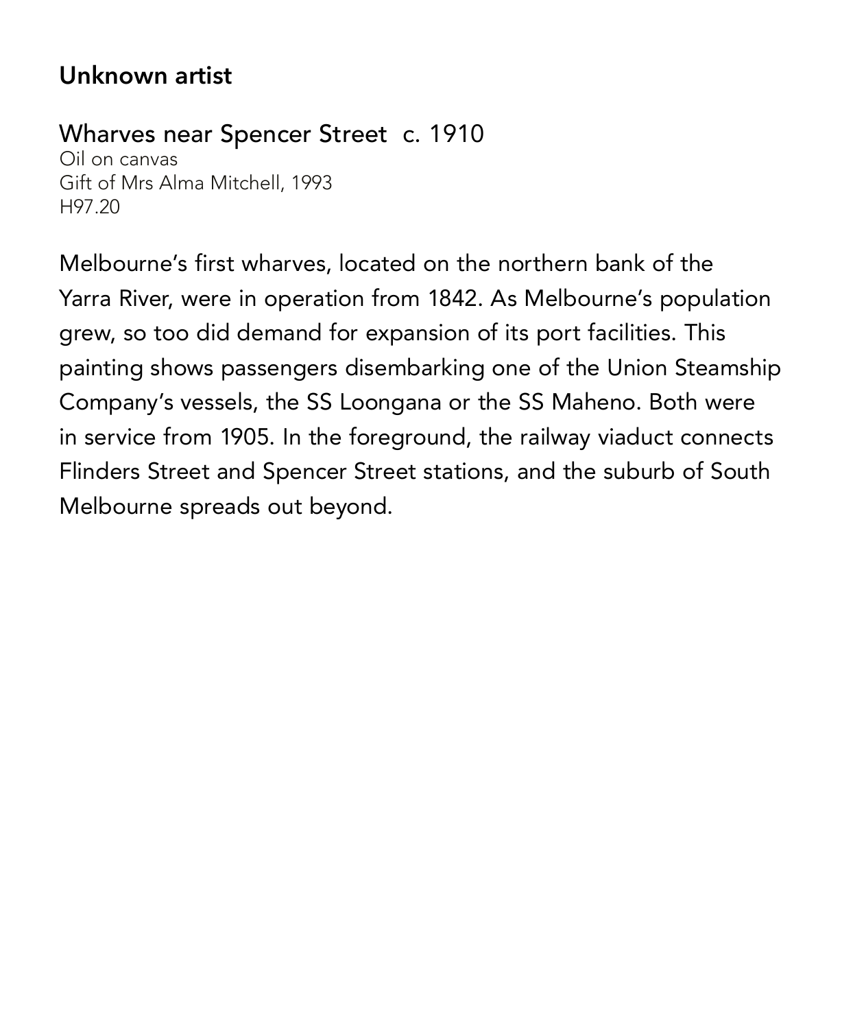**Unknown artist**

Wharves near Spencer Street  c. 1910
Oil on canvas
Gift of Mrs Alma Mitchell, 1993
H97.20

Melbourne's first wharves, located on the northern bank of the Yarra River, were in operation from 1842. As Melbourne's population grew, so too did demand for expansion of its port facilities. This painting shows passengers disembarking one of the Union Steamship Company's vessels, the SS Loongana or the SS Maheno. Both were in service from 1905. In the foreground, the railway viaduct connects Flinders Street and Spencer Street stations, and the suburb of South Melbourne spreads out beyond.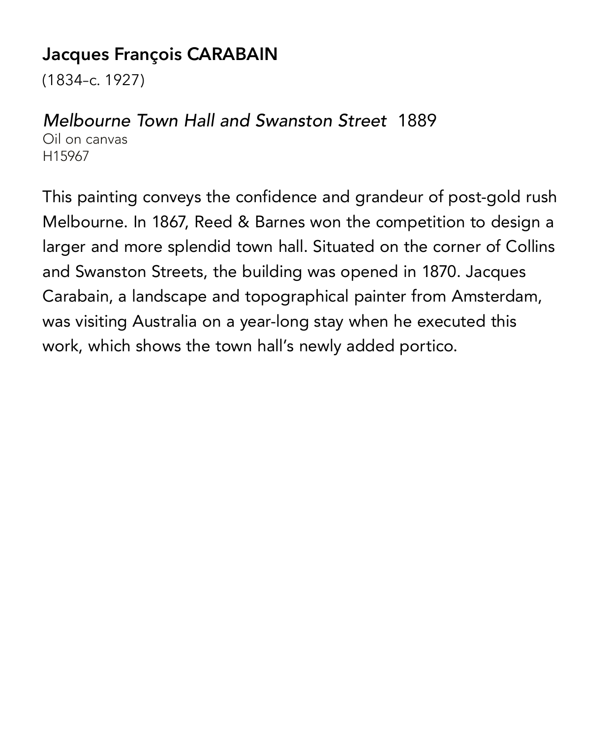## Jacques François CARABAIN

(1834–c. 1927)

*Melbourne Town Hall and Swanston Street* 1889
Oil on canvas
H15967

This painting conveys the confidence and grandeur of post-gold rush Melbourne. In 1867, Reed & Barnes won the competition to design a larger and more splendid town hall. Situated on the corner of Collins and Swanston Streets, the building was opened in 1870. Jacques Carabain, a landscape and topographical painter from Amsterdam, was visiting Australia on a year-long stay when he executed this work, which shows the town hall's newly added portico.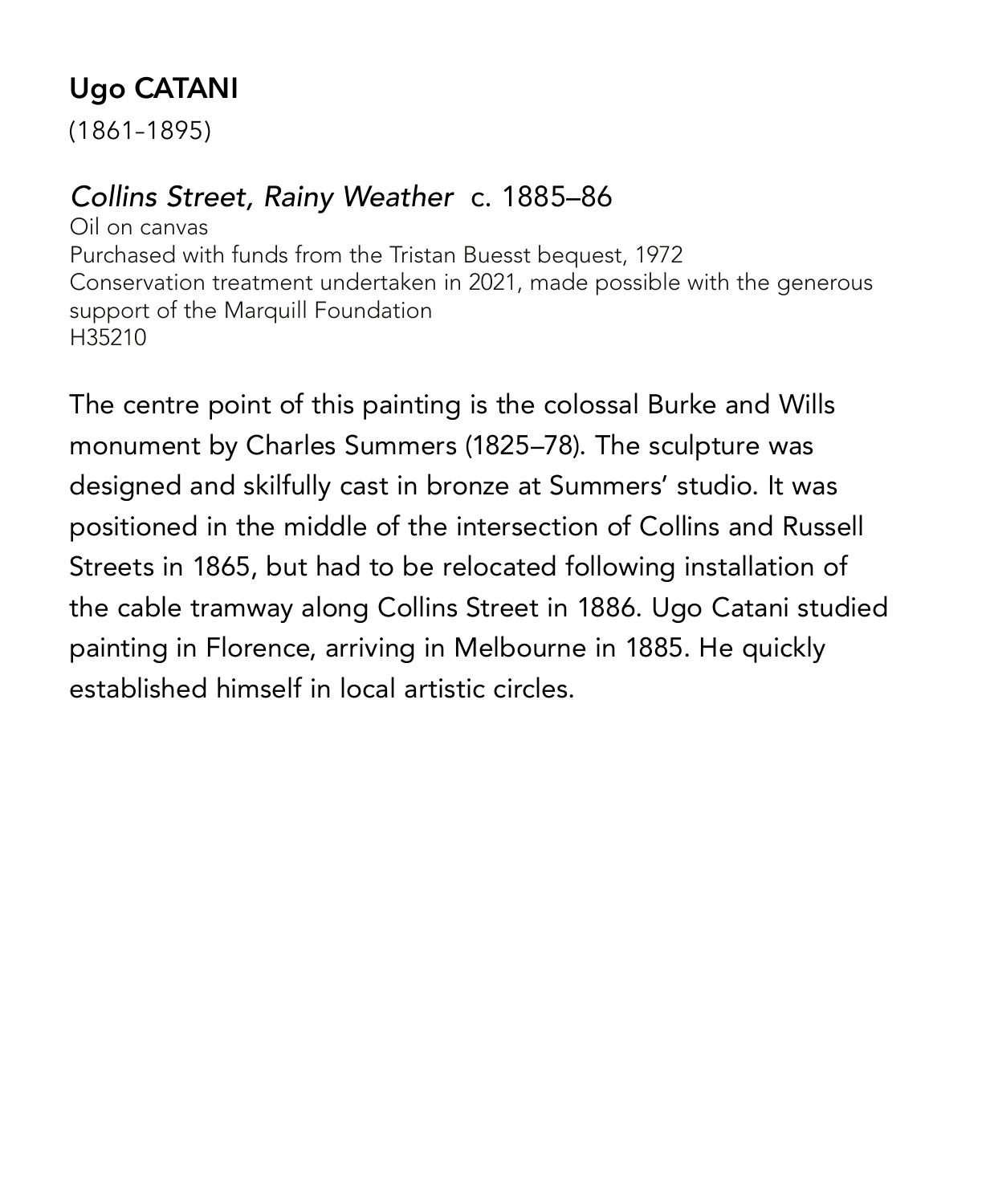## Ugo CATANI

(1861–1895)

### *Collins Street, Rainy Weather* c. 1885–86

Oil on canvas
Purchased with funds from the Tristan Buesst bequest, 1972
Conservation treatment undertaken in 2021, made possible with the generous support of the Marquill Foundation
H35210

The centre point of this painting is the colossal Burke and Wills monument by Charles Summers (1825–78). The sculpture was designed and skilfully cast in bronze at Summers' studio. It was positioned in the middle of the intersection of Collins and Russell Streets in 1865, but had to be relocated following installation of the cable tramway along Collins Street in 1886. Ugo Catani studied painting in Florence, arriving in Melbourne in 1885. He quickly established himself in local artistic circles.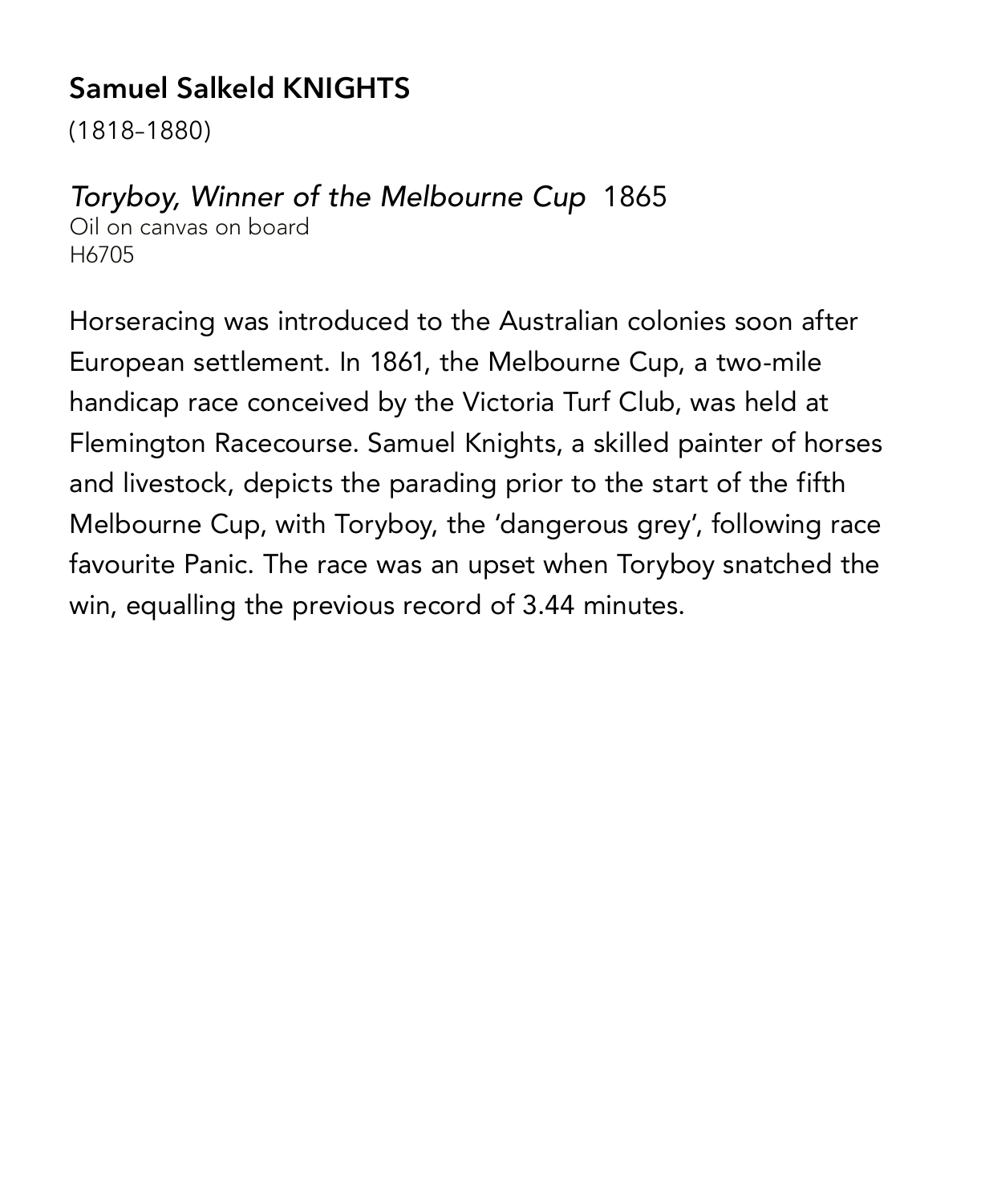## Samuel Salkeld KNIGHTS

(1818–1880)

*Toryboy, Winner of the Melbourne Cup* 1865
Oil on canvas on board
H6705

Horseracing was introduced to the Australian colonies soon after European settlement. In 1861, the Melbourne Cup, a two-mile handicap race conceived by the Victoria Turf Club, was held at Flemington Racecourse. Samuel Knights, a skilled painter of horses and livestock, depicts the parading prior to the start of the fifth Melbourne Cup, with Toryboy, the 'dangerous grey', following race favourite Panic. The race was an upset when Toryboy snatched the win, equalling the previous record of 3.44 minutes.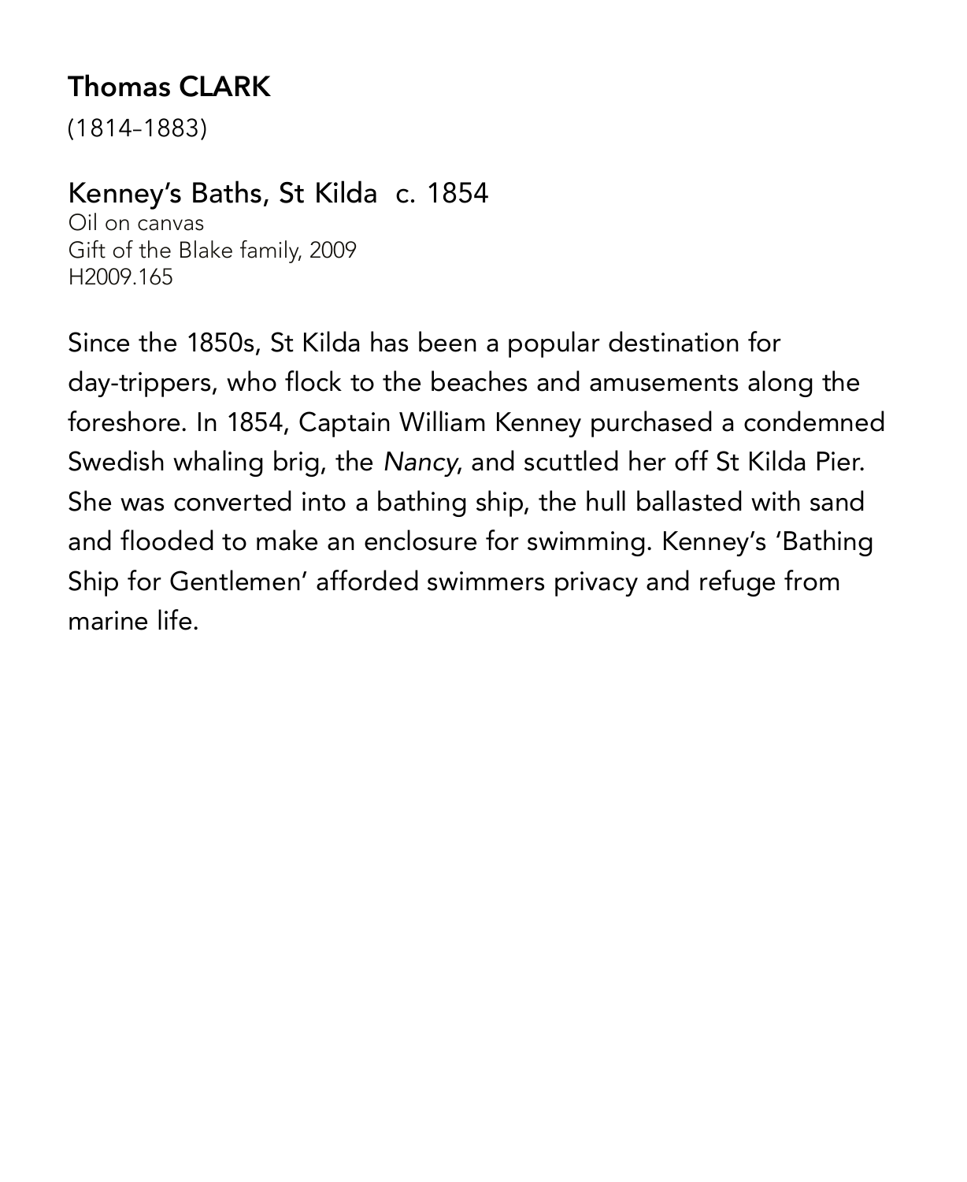## Thomas CLARK

(1814–1883)

### Kenney's Baths, St Kilda c. 1854

Oil on canvas
Gift of the Blake family, 2009
H2009.165

Since the 1850s, St Kilda has been a popular destination for day-trippers, who flock to the beaches and amusements along the foreshore. In 1854, Captain William Kenney purchased a condemned Swedish whaling brig, the *Nancy*, and scuttled her off St Kilda Pier. She was converted into a bathing ship, the hull ballasted with sand and flooded to make an enclosure for swimming. Kenney's 'Bathing Ship for Gentlemen' afforded swimmers privacy and refuge from marine life.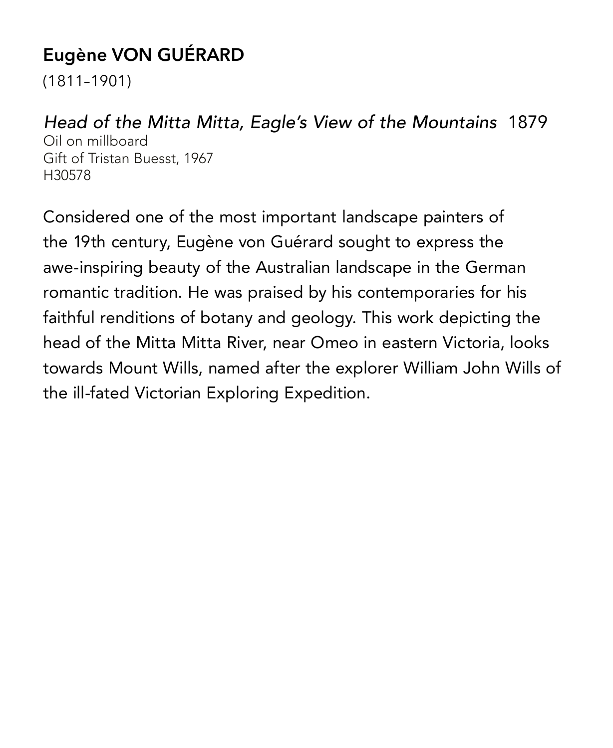## Eugène VON GUÉRARD

(1811–1901)

*Head of the Mitta Mitta, Eagle's View of the Mountains* 1879
Oil on millboard
Gift of Tristan Buesst, 1967
H30578

Considered one of the most important landscape painters of the 19th century, Eugène von Guérard sought to express the awe-inspiring beauty of the Australian landscape in the German romantic tradition. He was praised by his contemporaries for his faithful renditions of botany and geology. This work depicting the head of the Mitta Mitta River, near Omeo in eastern Victoria, looks towards Mount Wills, named after the explorer William John Wills of the ill-fated Victorian Exploring Expedition.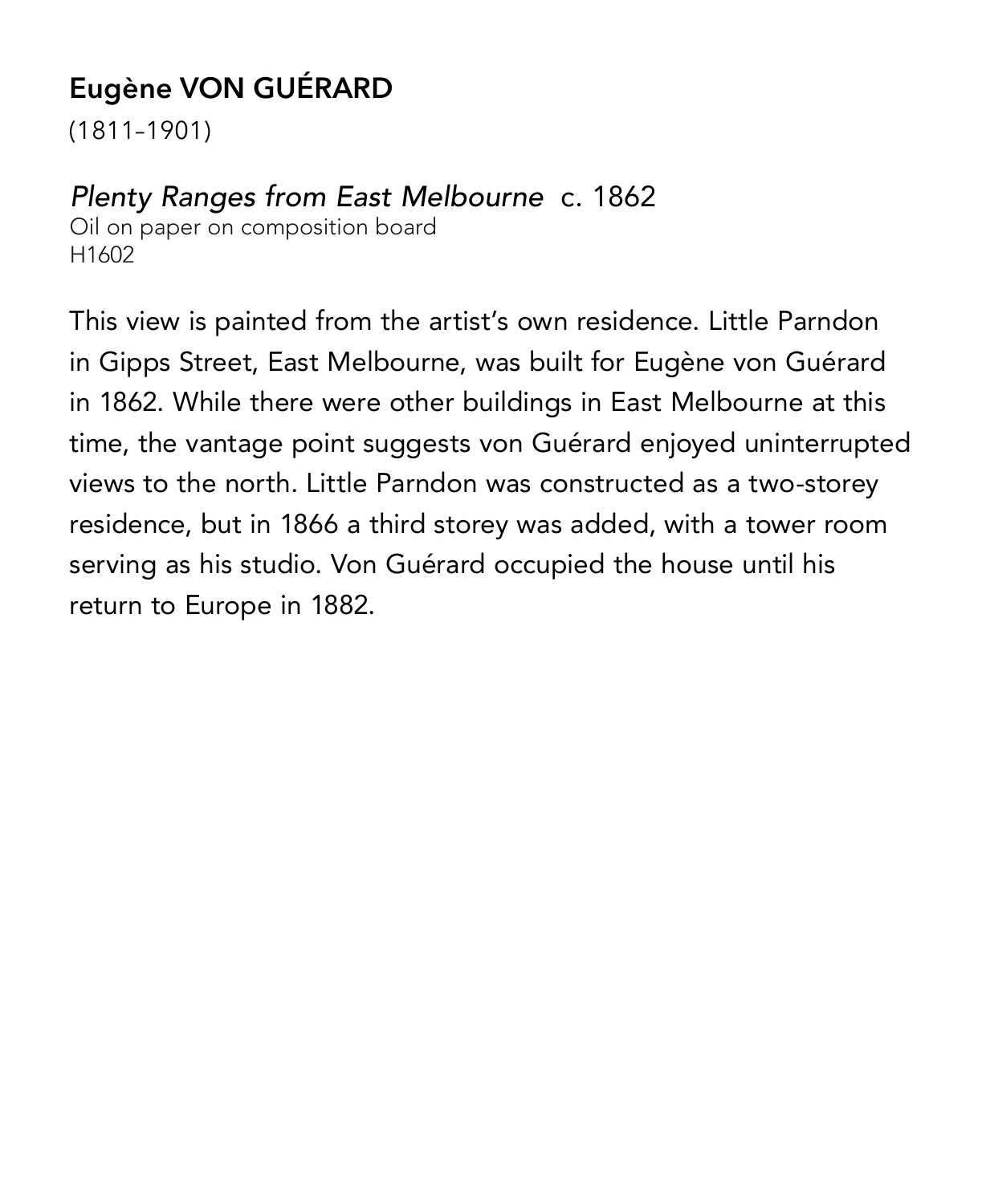## Eugène VON GUÉRARD

(1811–1901)

*Plenty Ranges from East Melbourne* c. 1862
Oil on paper on composition board
H1602

This view is painted from the artist's own residence. Little Parndon in Gipps Street, East Melbourne, was built for Eugène von Guérard in 1862. While there were other buildings in East Melbourne at this time, the vantage point suggests von Guérard enjoyed uninterrupted views to the north. Little Parndon was constructed as a two-storey residence, but in 1866 a third storey was added, with a tower room serving as his studio. Von Guérard occupied the house until his return to Europe in 1882.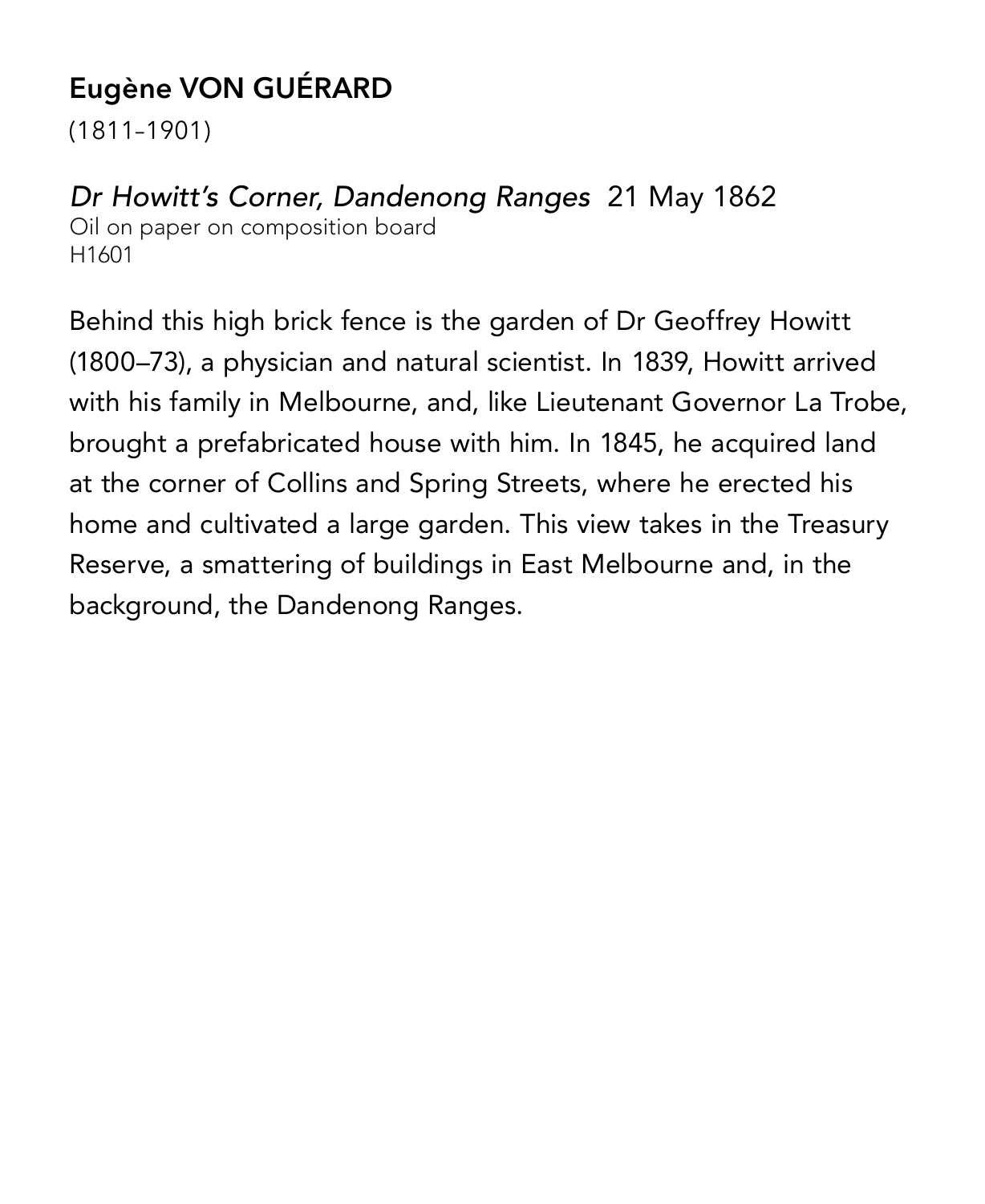## Eugène VON GUÉRARD

(1811–1901)

*Dr Howitt's Corner, Dandenong Ranges* 21 May 1862
Oil on paper on composition board
H1601

Behind this high brick fence is the garden of Dr Geoffrey Howitt (1800–73), a physician and natural scientist. In 1839, Howitt arrived with his family in Melbourne, and, like Lieutenant Governor La Trobe, brought a prefabricated house with him. In 1845, he acquired land at the corner of Collins and Spring Streets, where he erected his home and cultivated a large garden. This view takes in the Treasury Reserve, a smattering of buildings in East Melbourne and, in the background, the Dandenong Ranges.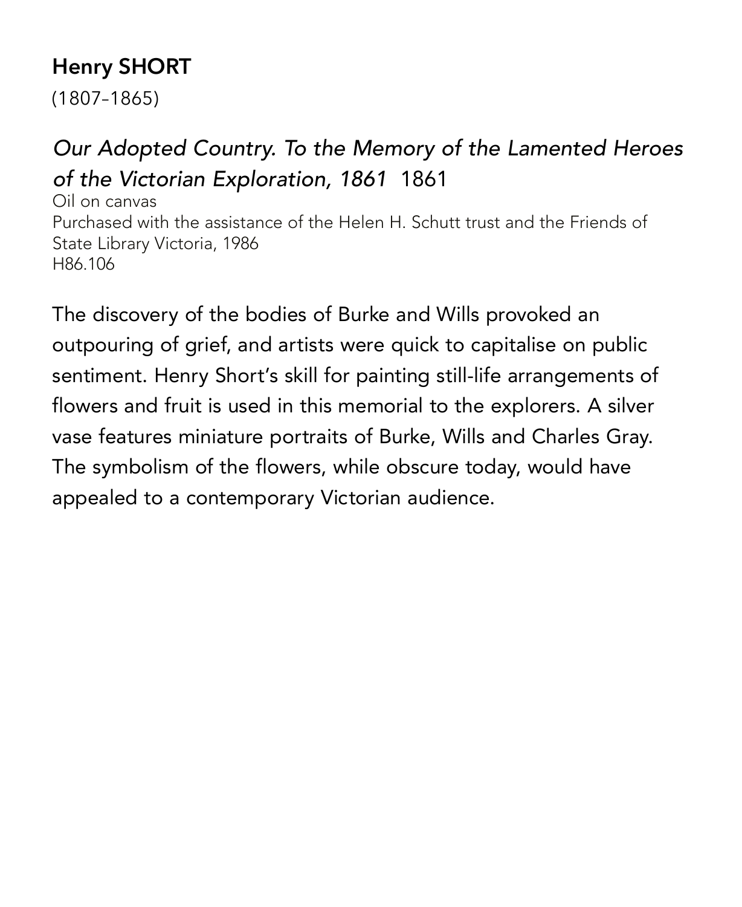## Henry SHORT

(1807–1865)

### *Our Adopted Country. To the Memory of the Lamented Heroes of the Victorian Exploration, 1861* 1861

Oil on canvas
Purchased with the assistance of the Helen H. Schutt trust and the Friends of State Library Victoria, 1986
H86.106

The discovery of the bodies of Burke and Wills provoked an outpouring of grief, and artists were quick to capitalise on public sentiment. Henry Short's skill for painting still-life arrangements of flowers and fruit is used in this memorial to the explorers. A silver vase features miniature portraits of Burke, Wills and Charles Gray. The symbolism of the flowers, while obscure today, would have appealed to a contemporary Victorian audience.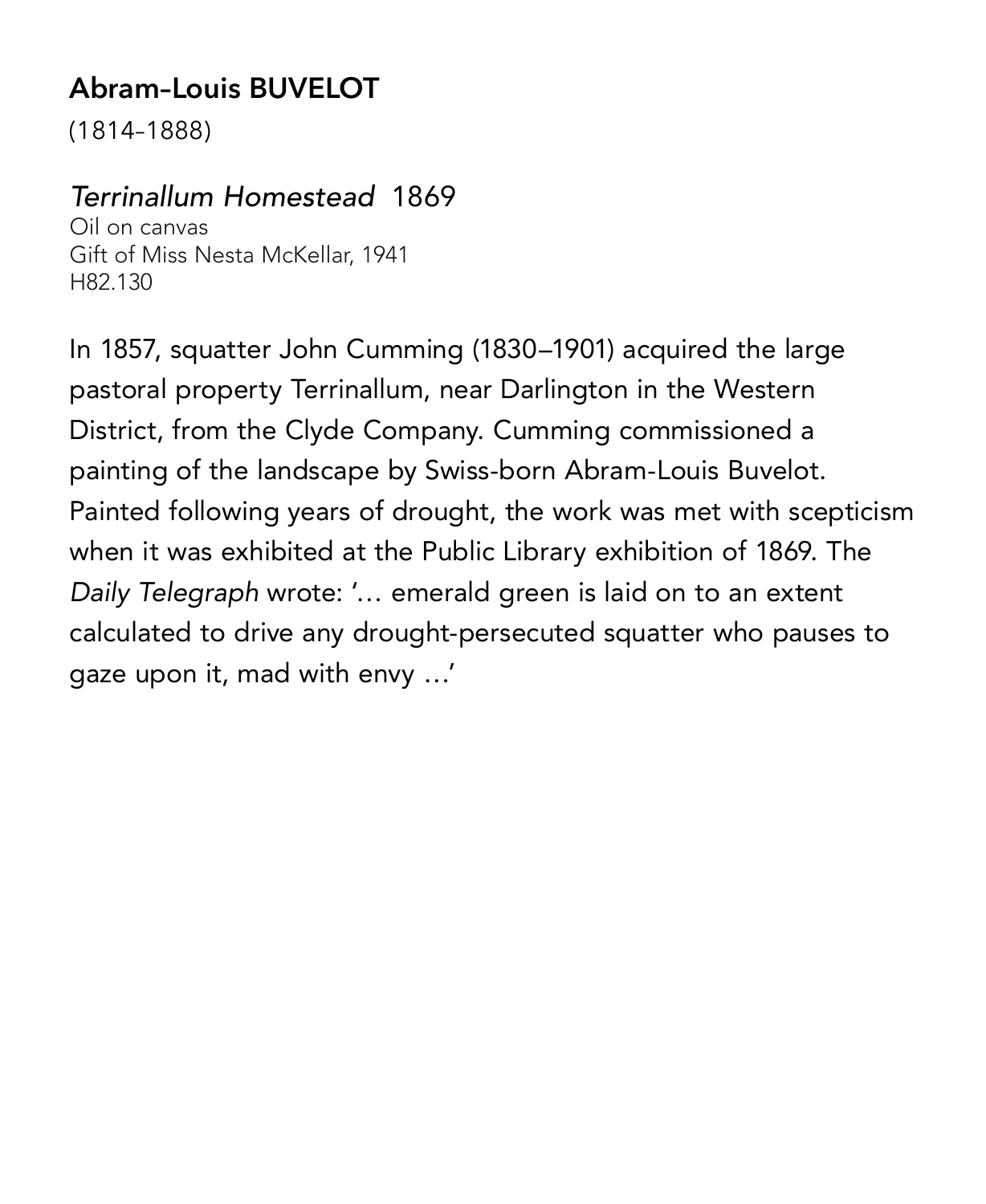## Abram-Louis BUVELOT

(1814–1888)

*Terrinallum Homestead* 1869

Oil on canvas
Gift of Miss Nesta McKellar, 1941
H82.130

In 1857, squatter John Cumming (1830–1901) acquired the large pastoral property Terrinallum, near Darlington in the Western District, from the Clyde Company. Cumming commissioned a painting of the landscape by Swiss-born Abram-Louis Buvelot. Painted following years of drought, the work was met with scepticism when it was exhibited at the Public Library exhibition of 1869. The *Daily Telegraph* wrote: '… emerald green is laid on to an extent calculated to drive any drought-persecuted squatter who pauses to gaze upon it, mad with envy …'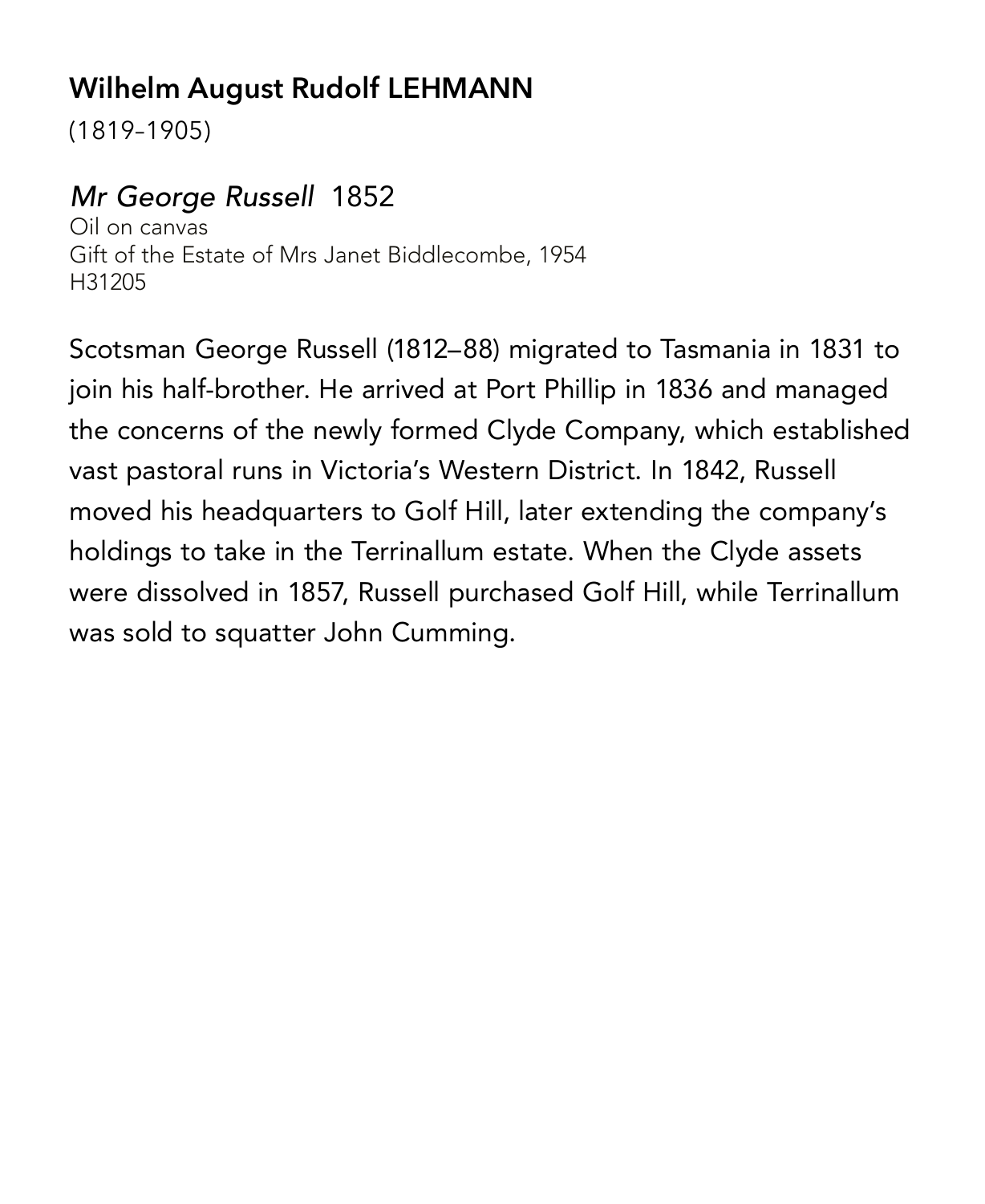## Wilhelm August Rudolf LEHMANN

(1819–1905)

*Mr George Russell* 1852

Oil on canvas
Gift of the Estate of Mrs Janet Biddlecombe, 1954
H31205

Scotsman George Russell (1812–88) migrated to Tasmania in 1831 to join his half-brother. He arrived at Port Phillip in 1836 and managed the concerns of the newly formed Clyde Company, which established vast pastoral runs in Victoria's Western District. In 1842, Russell moved his headquarters to Golf Hill, later extending the company's holdings to take in the Terrinallum estate. When the Clyde assets were dissolved in 1857, Russell purchased Golf Hill, while Terrinallum was sold to squatter John Cumming.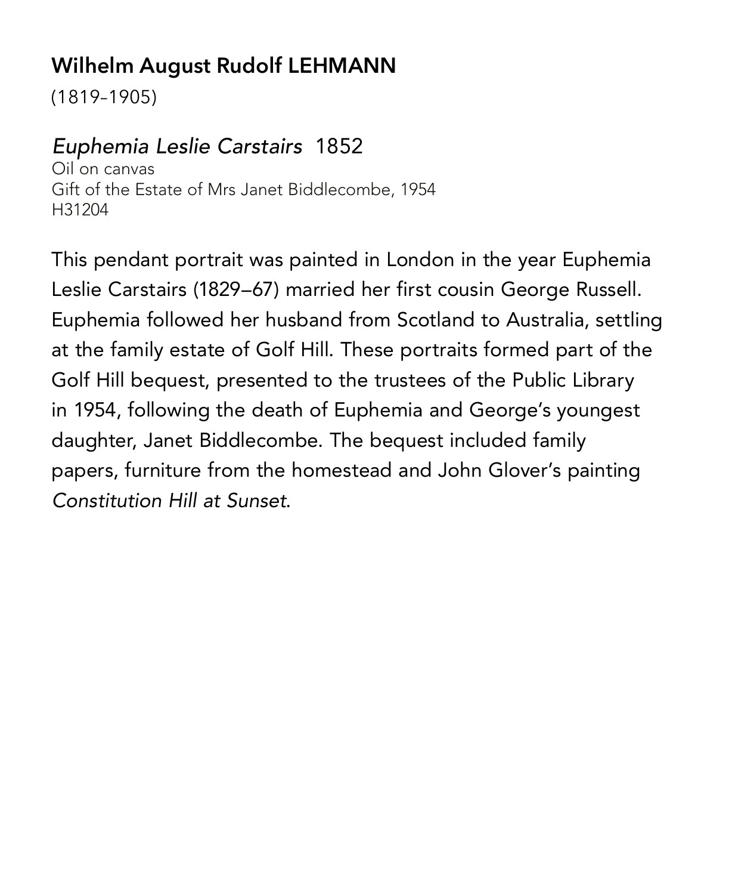## Wilhelm August Rudolf LEHMANN

(1819–1905)

*Euphemia Leslie Carstairs* 1852
Oil on canvas
Gift of the Estate of Mrs Janet Biddlecombe, 1954
H31204

This pendant portrait was painted in London in the year Euphemia Leslie Carstairs (1829–67) married her first cousin George Russell. Euphemia followed her husband from Scotland to Australia, settling at the family estate of Golf Hill. These portraits formed part of the Golf Hill bequest, presented to the trustees of the Public Library in 1954, following the death of Euphemia and George's youngest daughter, Janet Biddlecombe. The bequest included family papers, furniture from the homestead and John Glover's painting *Constitution Hill at Sunset*.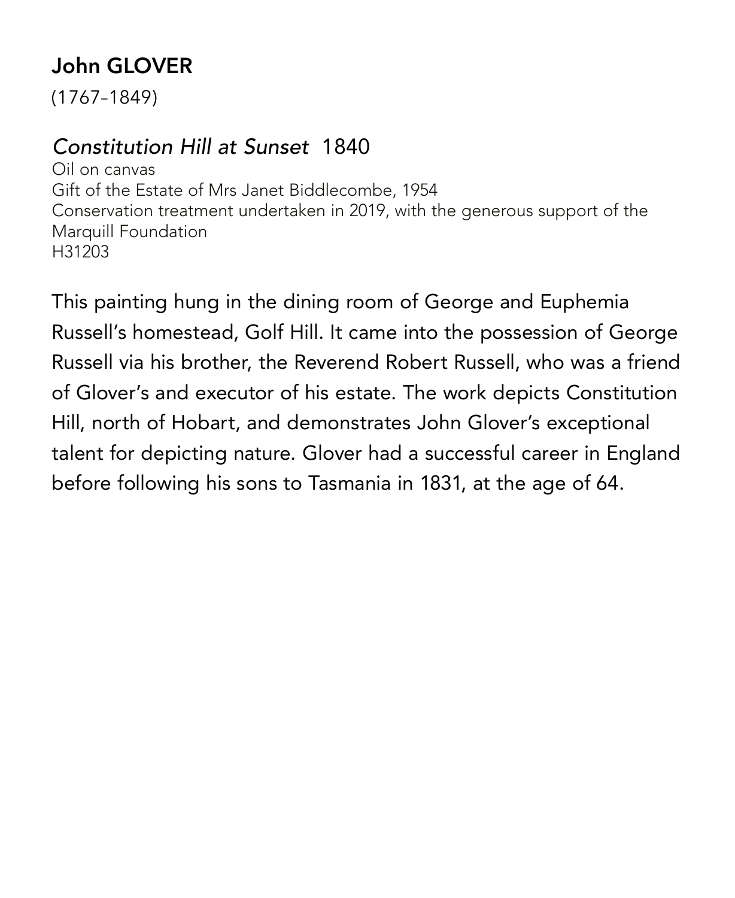## John GLOVER

(1767–1849)

*Constitution Hill at Sunset* 1840

Oil on canvas
Gift of the Estate of Mrs Janet Biddlecombe, 1954
Conservation treatment undertaken in 2019, with the generous support of the Marquill Foundation
H31203

This painting hung in the dining room of George and Euphemia Russell's homestead, Golf Hill. It came into the possession of George Russell via his brother, the Reverend Robert Russell, who was a friend of Glover's and executor of his estate. The work depicts Constitution Hill, north of Hobart, and demonstrates John Glover's exceptional talent for depicting nature. Glover had a successful career in England before following his sons to Tasmania in 1831, at the age of 64.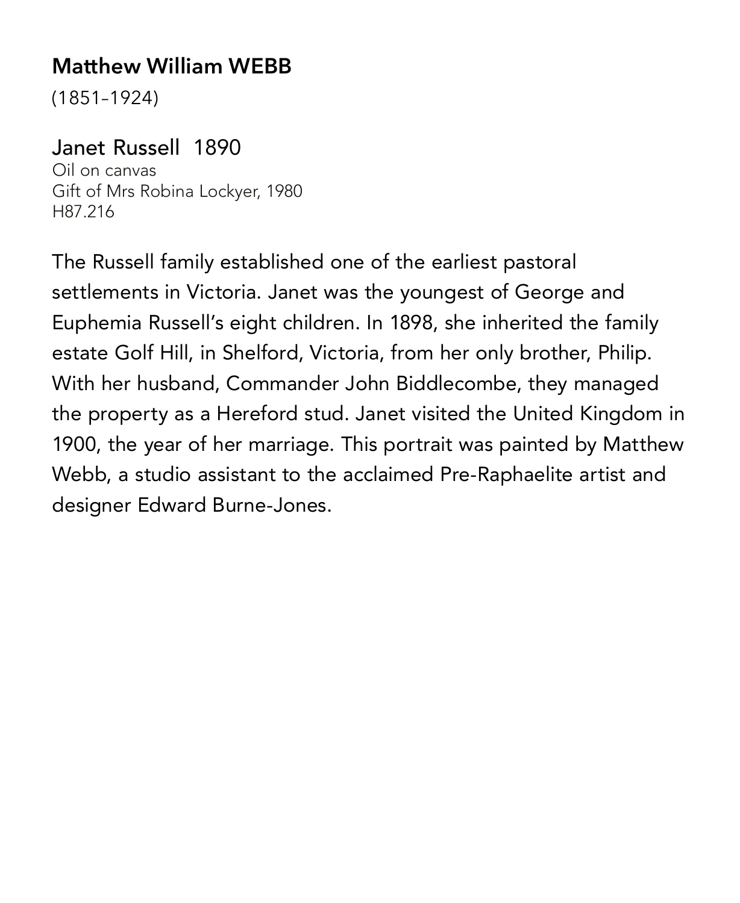**Matthew William WEBB**

(1851–1924)

Janet Russell 1890

Oil on canvas
Gift of Mrs Robina Lockyer, 1980
H87.216

The Russell family established one of the earliest pastoral settlements in Victoria. Janet was the youngest of George and Euphemia Russell's eight children. In 1898, she inherited the family estate Golf Hill, in Shelford, Victoria, from her only brother, Philip. With her husband, Commander John Biddlecombe, they managed the property as a Hereford stud. Janet visited the United Kingdom in 1900, the year of her marriage. This portrait was painted by Matthew Webb, a studio assistant to the acclaimed Pre-Raphaelite artist and designer Edward Burne-Jones.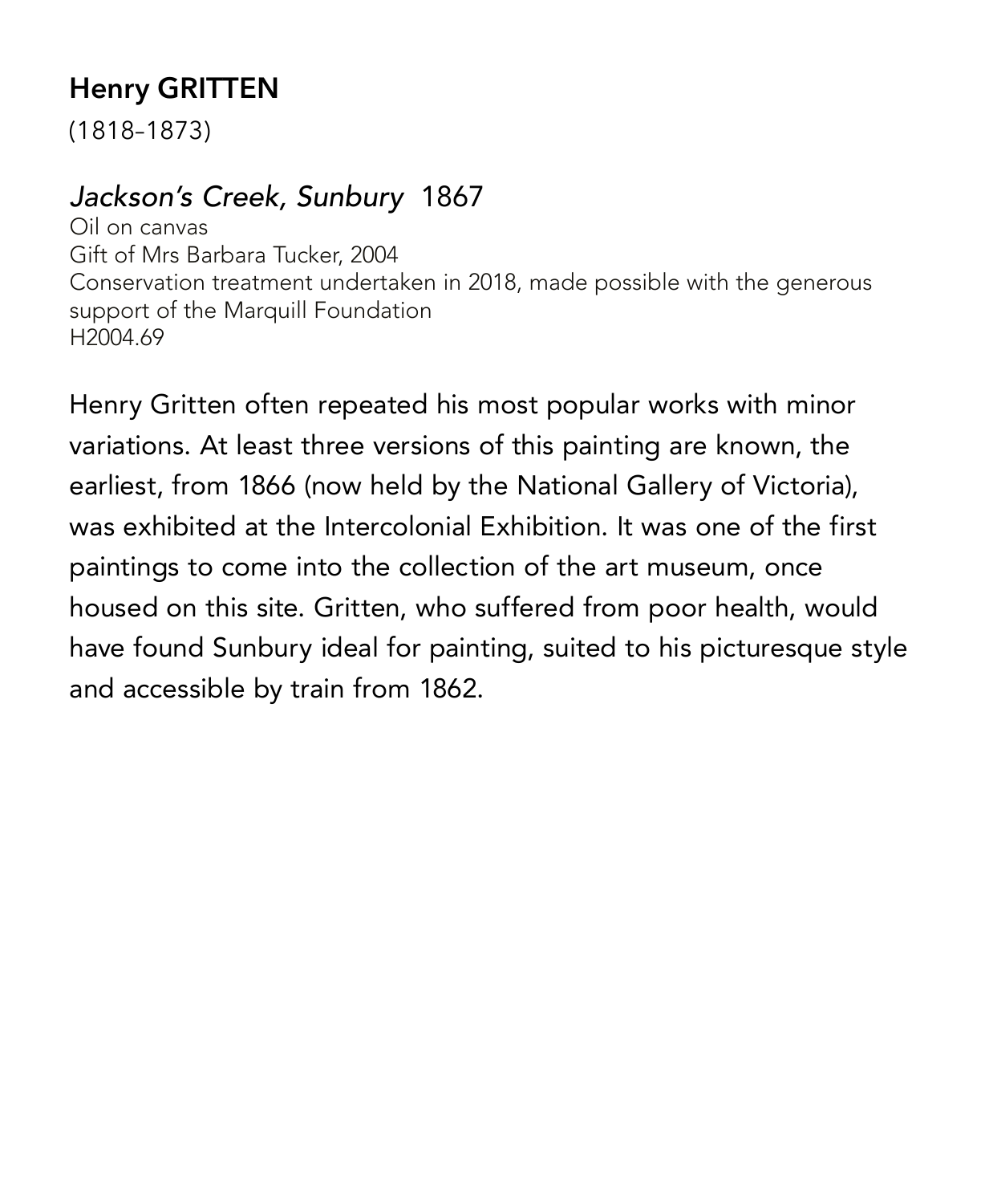## Henry GRITTEN

(1818–1873)

### *Jackson's Creek, Sunbury* 1867

Oil on canvas
Gift of Mrs Barbara Tucker, 2004
Conservation treatment undertaken in 2018, made possible with the generous support of the Marquill Foundation
H2004.69

Henry Gritten often repeated his most popular works with minor variations. At least three versions of this painting are known, the earliest, from 1866 (now held by the National Gallery of Victoria), was exhibited at the Intercolonial Exhibition. It was one of the first paintings to come into the collection of the art museum, once housed on this site. Gritten, who suffered from poor health, would have found Sunbury ideal for painting, suited to his picturesque style and accessible by train from 1862.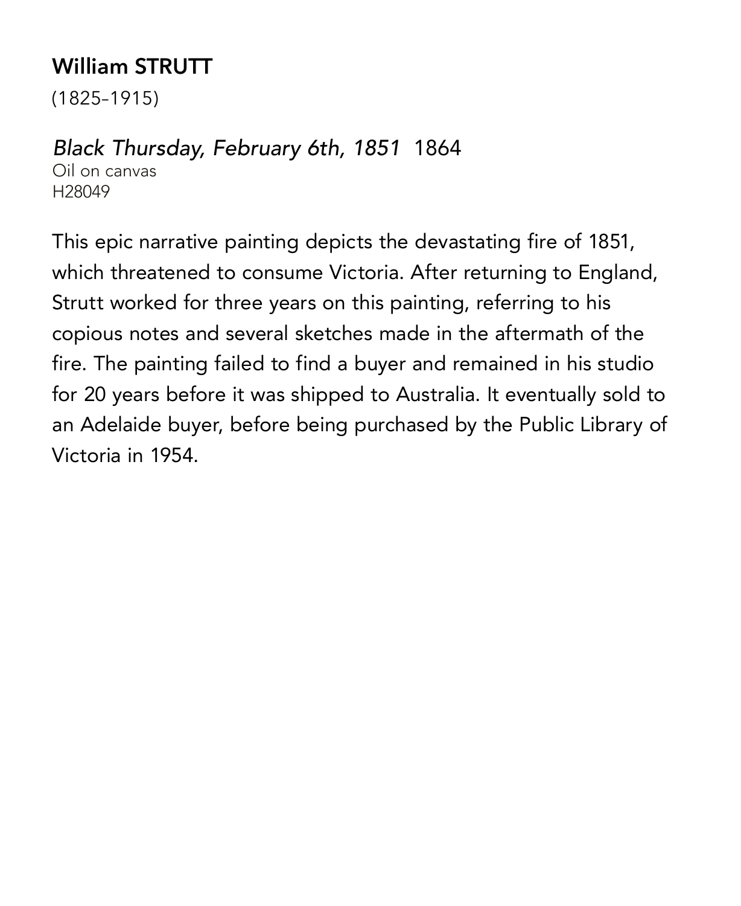**William STRUTT**

(1825–1915)

*Black Thursday, February 6th, 1851* 1864

Oil on canvas

H28049

This epic narrative painting depicts the devastating fire of 1851, which threatened to consume Victoria. After returning to England, Strutt worked for three years on this painting, referring to his copious notes and several sketches made in the aftermath of the fire. The painting failed to find a buyer and remained in his studio for 20 years before it was shipped to Australia. It eventually sold to an Adelaide buyer, before being purchased by the Public Library of Victoria in 1954.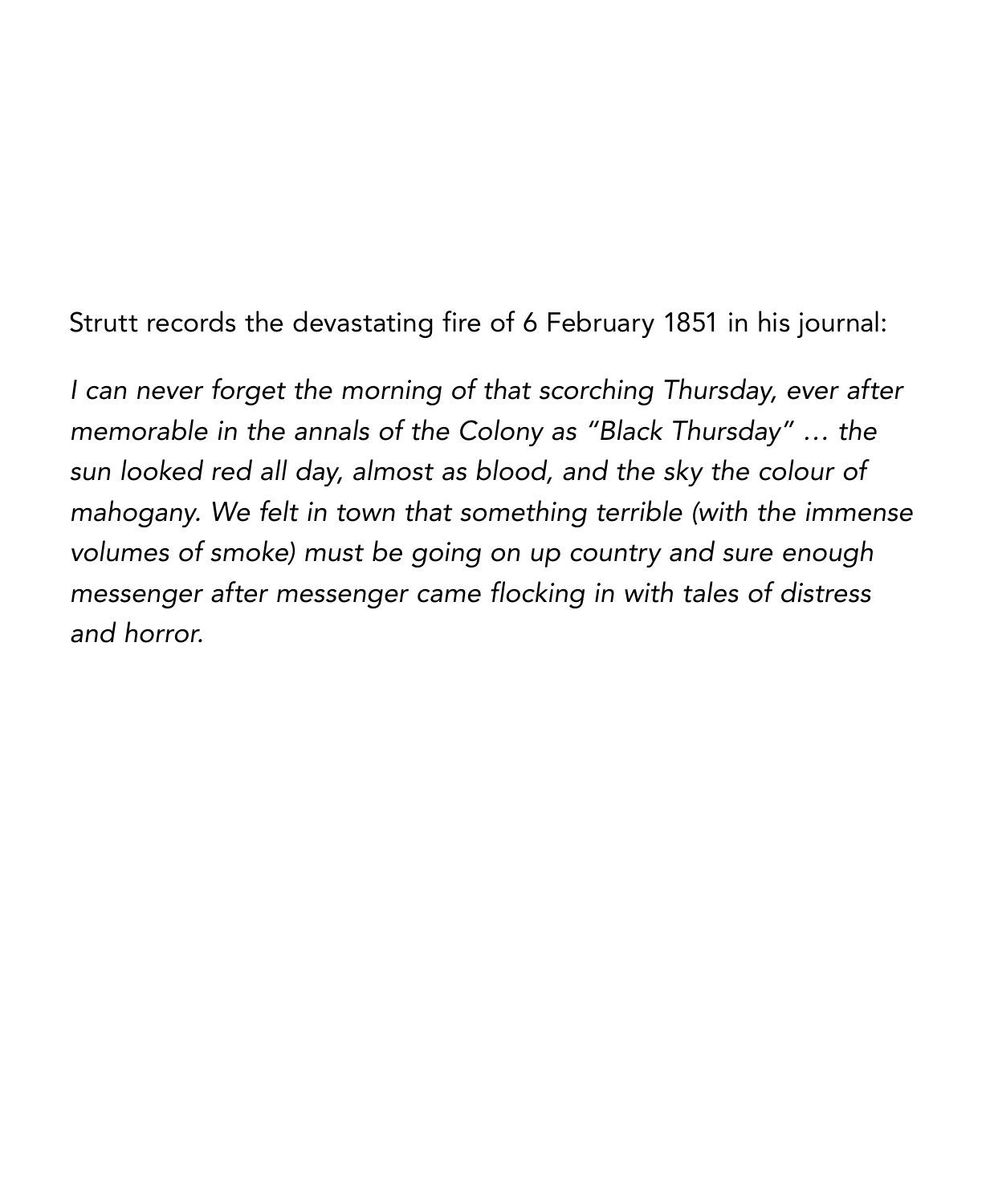Strutt records the devastating fire of 6 February 1851 in his journal:

*I can never forget the morning of that scorching Thursday, ever after memorable in the annals of the Colony as "Black Thursday" … the sun looked red all day, almost as blood, and the sky the colour of mahogany. We felt in town that something terrible (with the immense volumes of smoke) must be going on up country and sure enough messenger after messenger came flocking in with tales of distress and horror.*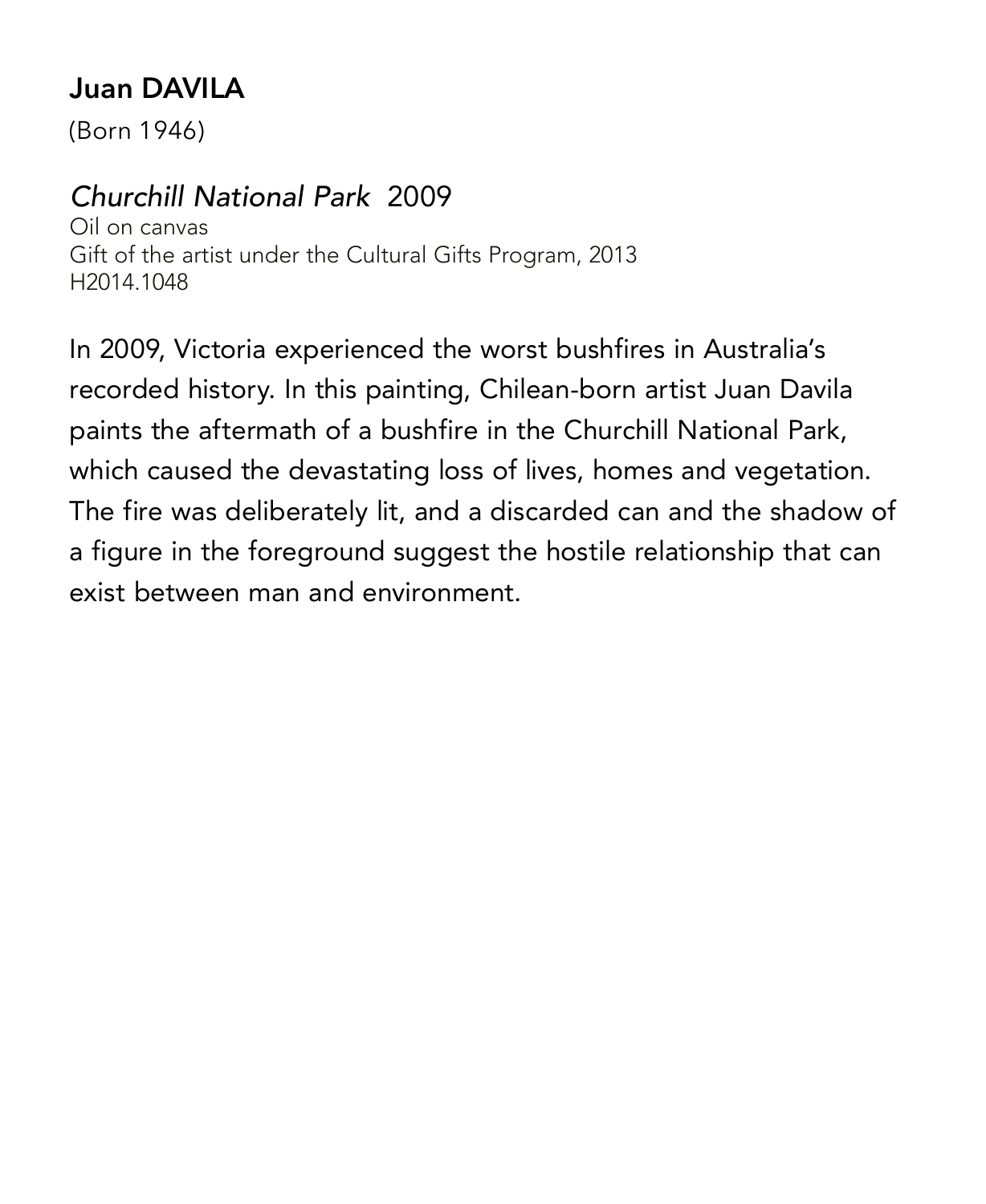## Juan DAVILA

(Born 1946)

### *Churchill National Park* 2009

Oil on canvas
Gift of the artist under the Cultural Gifts Program, 2013
H2014.1048

In 2009, Victoria experienced the worst bushfires in Australia's recorded history. In this painting, Chilean-born artist Juan Davila paints the aftermath of a bushfire in the Churchill National Park, which caused the devastating loss of lives, homes and vegetation. The fire was deliberately lit, and a discarded can and the shadow of a figure in the foreground suggest the hostile relationship that can exist between man and environment.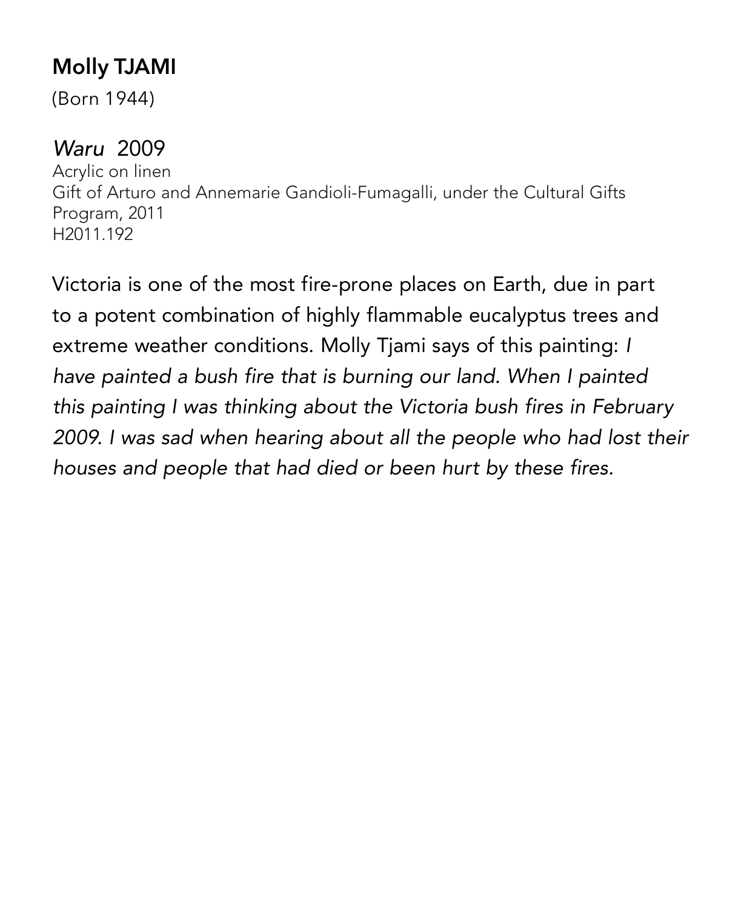## Molly TJAMI

(Born 1944)

### *Waru* 2009

Acrylic on linen
Gift of Arturo and Annemarie Gandioli-Fumagalli, under the Cultural Gifts Program, 2011
H2011.192

Victoria is one of the most fire-prone places on Earth, due in part to a potent combination of highly flammable eucalyptus trees and extreme weather conditions. Molly Tjami says of this painting: *I have painted a bush fire that is burning our land. When I painted this painting I was thinking about the Victoria bush fires in February 2009. I was sad when hearing about all the people who had lost their houses and people that had died or been hurt by these fires.*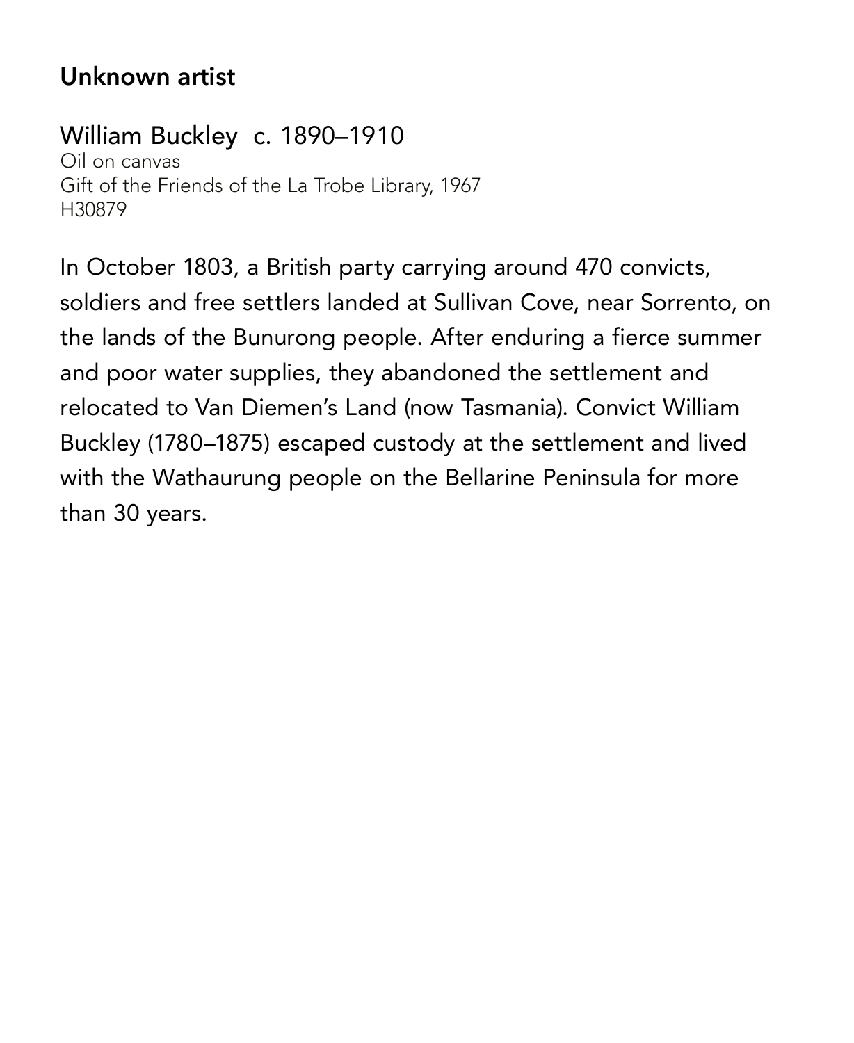**Unknown artist**

William Buckley c. 1890–1910
Oil on canvas
Gift of the Friends of the La Trobe Library, 1967
H30879

In October 1803, a British party carrying around 470 convicts, soldiers and free settlers landed at Sullivan Cove, near Sorrento, on the lands of the Bunurong people. After enduring a fierce summer and poor water supplies, they abandoned the settlement and relocated to Van Diemen's Land (now Tasmania). Convict William Buckley (1780–1875) escaped custody at the settlement and lived with the Wathaurung people on the Bellarine Peninsula for more than 30 years.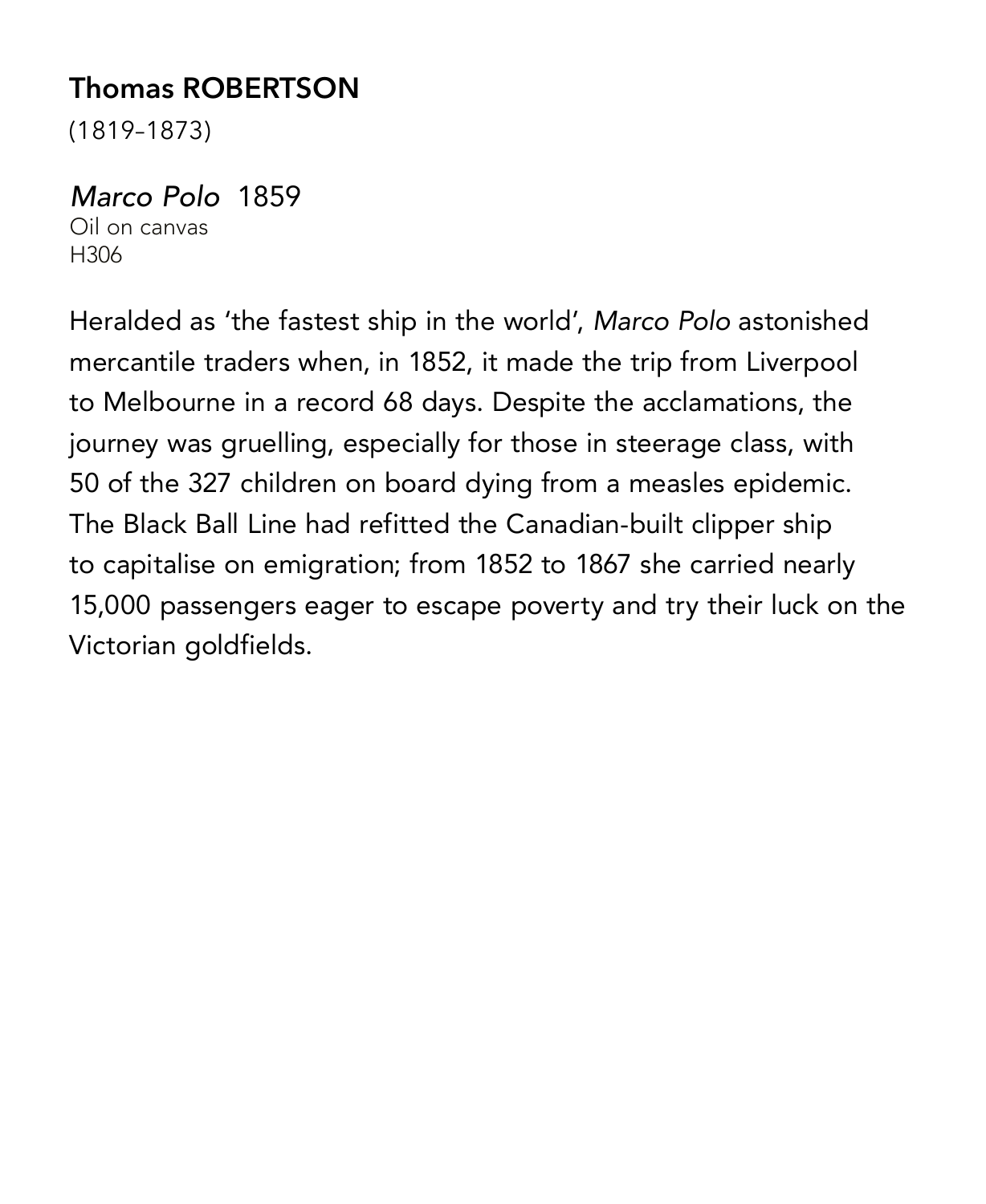## Thomas ROBERTSON

(1819–1873)

*Marco Polo* 1859
Oil on canvas
H306

Heralded as 'the fastest ship in the world', *Marco Polo* astonished mercantile traders when, in 1852, it made the trip from Liverpool to Melbourne in a record 68 days. Despite the acclamations, the journey was gruelling, especially for those in steerage class, with 50 of the 327 children on board dying from a measles epidemic. The Black Ball Line had refitted the Canadian-built clipper ship to capitalise on emigration; from 1852 to 1867 she carried nearly 15,000 passengers eager to escape poverty and try their luck on the Victorian goldfields.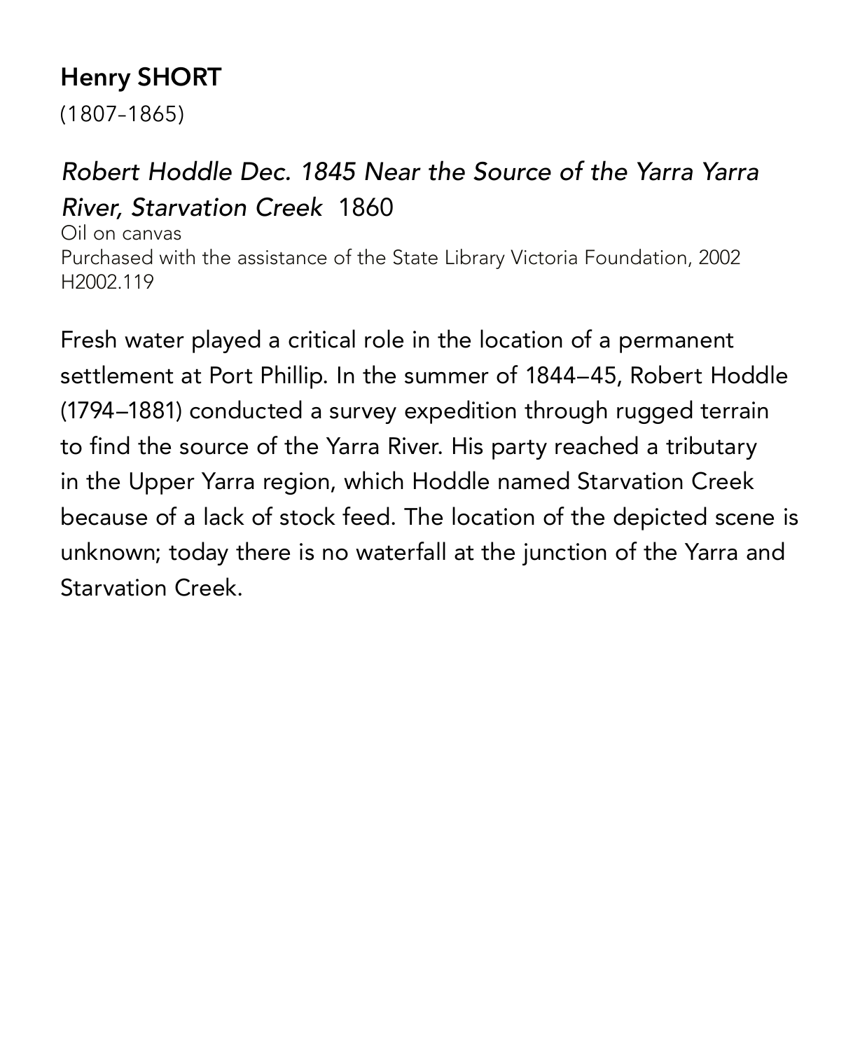**Henry SHORT**

(1807–1865)

*Robert Hoddle Dec. 1845 Near the Source of the Yarra Yarra River, Starvation Creek* 1860

Oil on canvas

Purchased with the assistance of the State Library Victoria Foundation, 2002

H2002.119

Fresh water played a critical role in the location of a permanent settlement at Port Phillip. In the summer of 1844–45, Robert Hoddle (1794–1881) conducted a survey expedition through rugged terrain to find the source of the Yarra River. His party reached a tributary in the Upper Yarra region, which Hoddle named Starvation Creek because of a lack of stock feed. The location of the depicted scene is unknown; today there is no waterfall at the junction of the Yarra and Starvation Creek.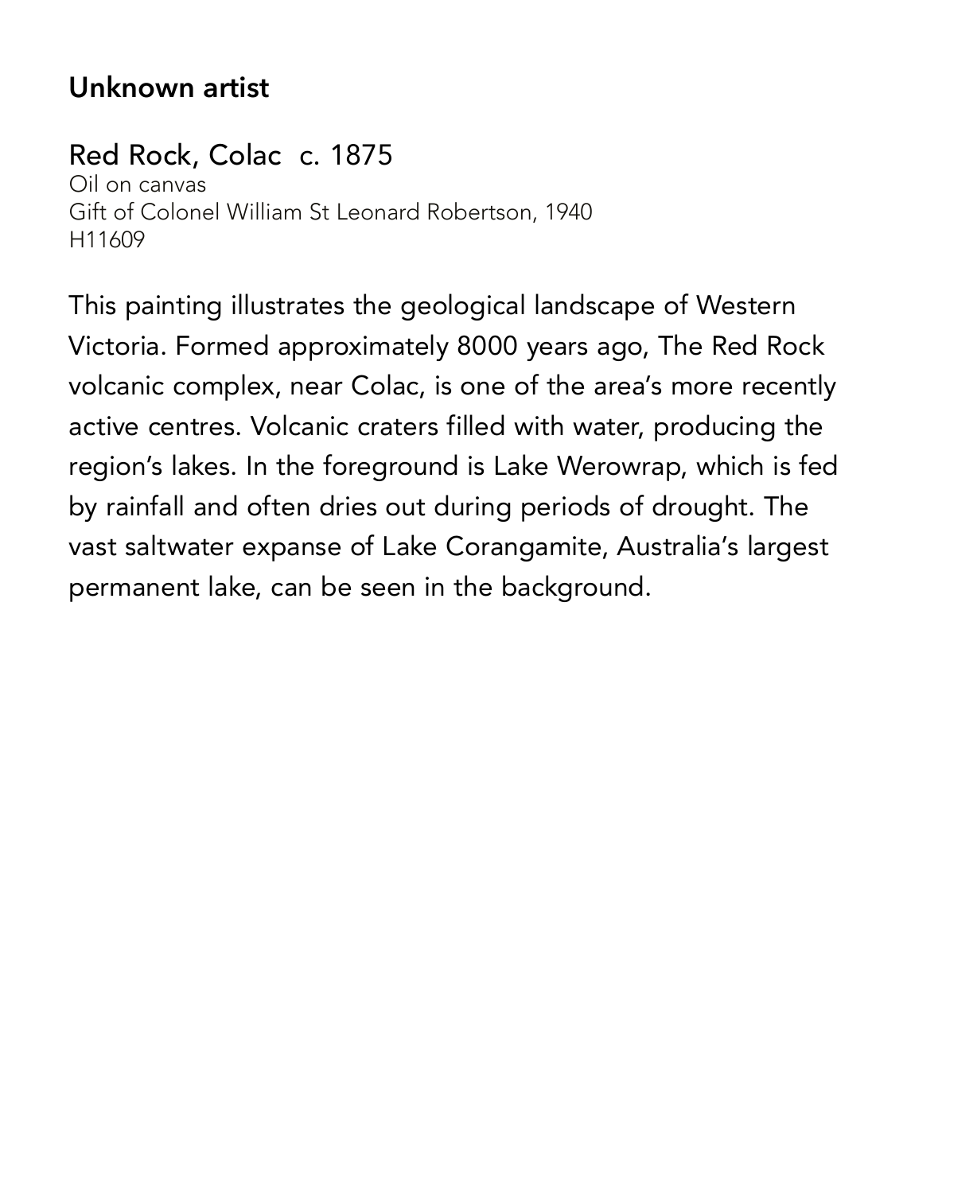**Unknown artist**

Red Rock, Colac  c. 1875
Oil on canvas
Gift of Colonel William St Leonard Robertson, 1940
H11609

This painting illustrates the geological landscape of Western Victoria. Formed approximately 8000 years ago, The Red Rock volcanic complex, near Colac, is one of the area's more recently active centres. Volcanic craters filled with water, producing the region's lakes. In the foreground is Lake Werowrap, which is fed by rainfall and often dries out during periods of drought. The vast saltwater expanse of Lake Corangamite, Australia's largest permanent lake, can be seen in the background.